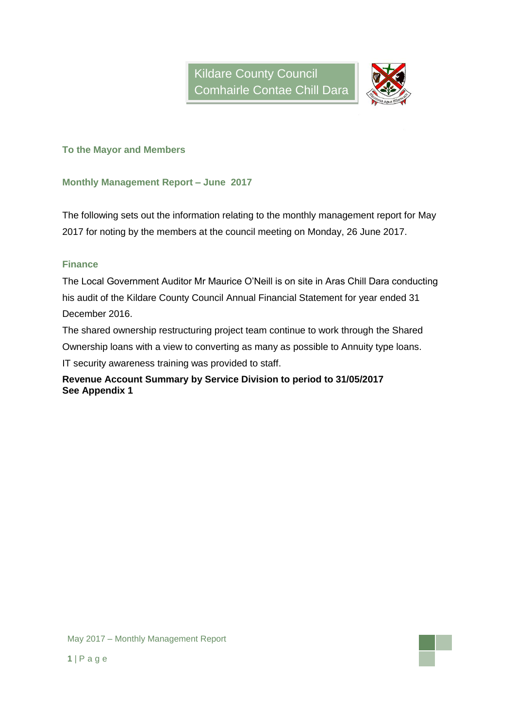Kildare County Council
Comhairle Contae Chill Dara

## To the Mayor and Members

## Monthly Management Report – June 2017

The following sets out the information relating to the monthly management report for May 2017 for noting by the members at the council meeting on Monday, 26 June 2017.

### Finance

The Local Government Auditor Mr Maurice O'Neill is on site in Aras Chill Dara conducting his audit of the Kildare County Council Annual Financial Statement for year ended 31 December 2016.

The shared ownership restructuring project team continue to work through the Shared Ownership loans with a view to converting as many as possible to Annuity type loans.

IT security awareness training was provided to staff.

**Revenue Account Summary by Service Division to period to 31/05/2017**
**See Appendix 1**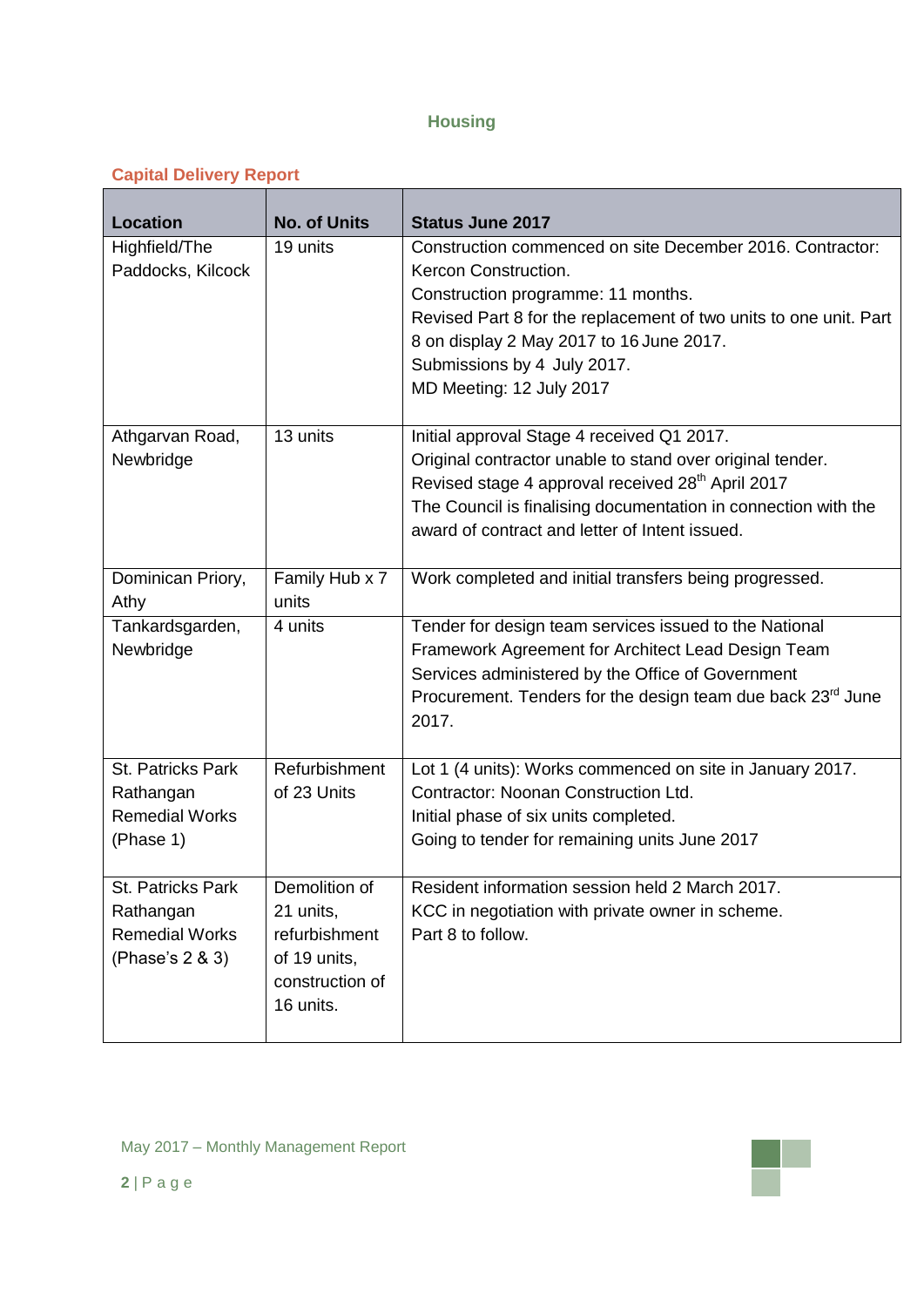## Housing

### Capital Delivery Report

| Location | No. of Units | Status June 2017 |
|---|---|---|
| Highfield/The Paddocks, Kilcock | 19 units | Construction commenced on site December 2016. Contractor: Kercon Construction.<br>Construction programme: 11 months.<br>Revised Part 8 for the replacement of two units to one unit. Part 8 on display 2 May 2017 to 16 June 2017.<br>Submissions by 4 July 2017.<br>MD Meeting: 12 July 2017 |
| Athgarvan Road, Newbridge | 13 units | Initial approval Stage 4 received Q1 2017.<br>Original contractor unable to stand over original tender.<br>Revised stage 4 approval received 28th April 2017<br>The Council is finalising documentation in connection with the award of contract and letter of Intent issued. |
| Dominican Priory, Athy | Family Hub x 7 units | Work completed and initial transfers being progressed. |
| Tankardsgarden, Newbridge | 4 units | Tender for design team services issued to the National Framework Agreement for Architect Lead Design Team Services administered by the Office of Government Procurement. Tenders for the design team due back 23rd June 2017. |
| St. Patricks Park Rathangan Remedial Works (Phase 1) | Refurbishment of 23 Units | Lot 1 (4 units): Works commenced on site in January 2017.<br>Contractor: Noonan Construction Ltd.<br>Initial phase of six units completed.<br>Going to tender for remaining units June 2017 |
| St. Patricks Park Rathangan Remedial Works (Phase's 2 & 3) | Demolition of 21 units, refurbishment of 19 units, construction of 16 units. | Resident information session held 2 March 2017.<br>KCC in negotiation with private owner in scheme.<br>Part 8 to follow. |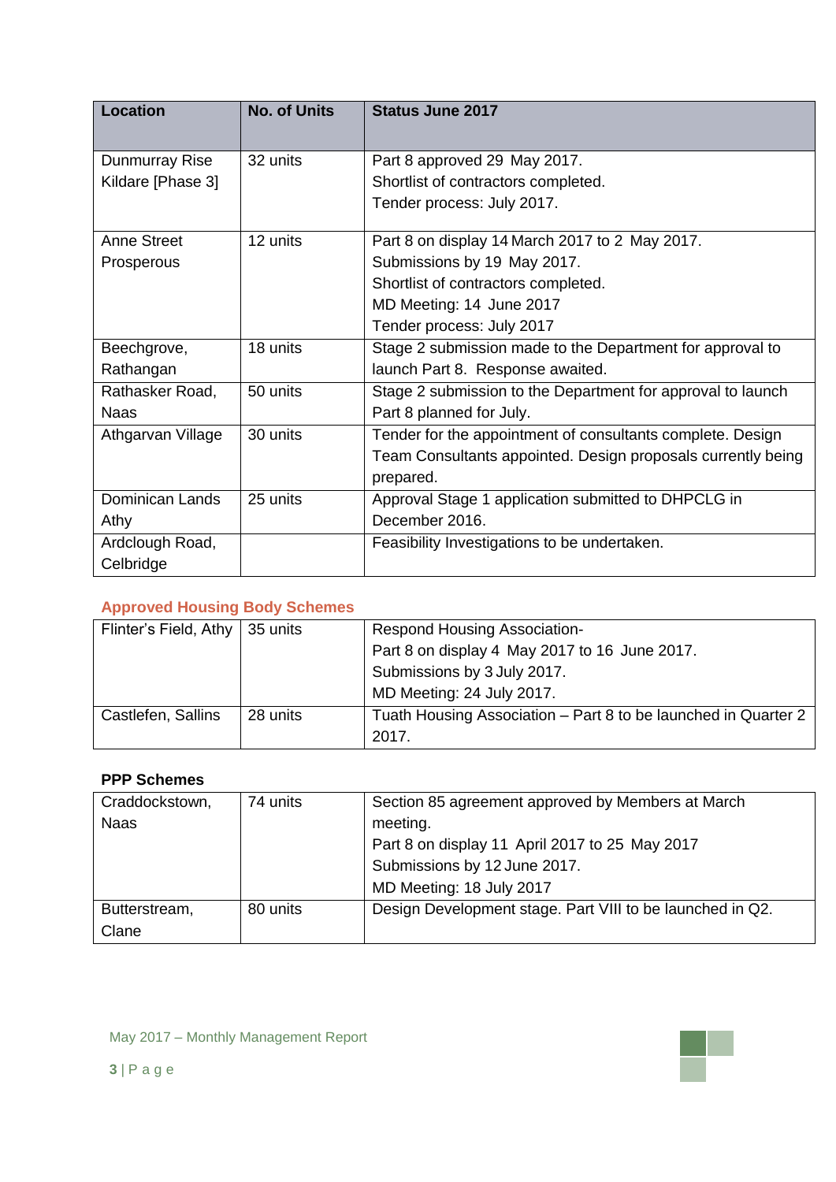| Location | No. of Units | Status June 2017 |
|---|---|---|
| Dunmurray Rise Kildare [Phase 3] | 32 units | Part 8 approved 29 May 2017.<br>Shortlist of contractors completed.<br>Tender process: July 2017. |
| Anne Street Prosperous | 12 units | Part 8 on display 14 March 2017 to 2 May 2017.<br>Submissions by 19 May 2017.<br>Shortlist of contractors completed.<br>MD Meeting: 14 June 2017<br>Tender process: July 2017 |
| Beechgrove, Rathangan | 18 units | Stage 2 submission made to the Department for approval to launch Part 8. Response awaited. |
| Rathasker Road, Naas | 50 units | Stage 2 submission to the Department for approval to launch Part 8 planned for July. |
| Athgarvan Village | 30 units | Tender for the appointment of consultants complete. Design Team Consultants appointed. Design proposals currently being prepared. |
| Dominican Lands Athy | 25 units | Approval Stage 1 application submitted to DHPCLG in December 2016. |
| Ardclough Road, Celbridge | | Feasibility Investigations to be undertaken. |

**Approved Housing Body Schemes**

| | | |
|---|---|---|
| Flinter's Field, Athy | 35 units | Respond Housing Association-<br>Part 8 on display 4 May 2017 to 16 June 2017.<br>Submissions by 3 July 2017.<br>MD Meeting: 24 July 2017. |
| Castlefen, Sallins | 28 units | Tuath Housing Association – Part 8 to be launched in Quarter 2 2017. |

**PPP Schemes**

| | | |
|---|---|---|
| Craddockstown, Naas | 74 units | Section 85 agreement approved by Members at March meeting.<br>Part 8 on display 11 April 2017 to 25 May 2017<br>Submissions by 12 June 2017.<br>MD Meeting: 18 July 2017 |
| Butterstream, Clane | 80 units | Design Development stage. Part VIII to be launched in Q2. |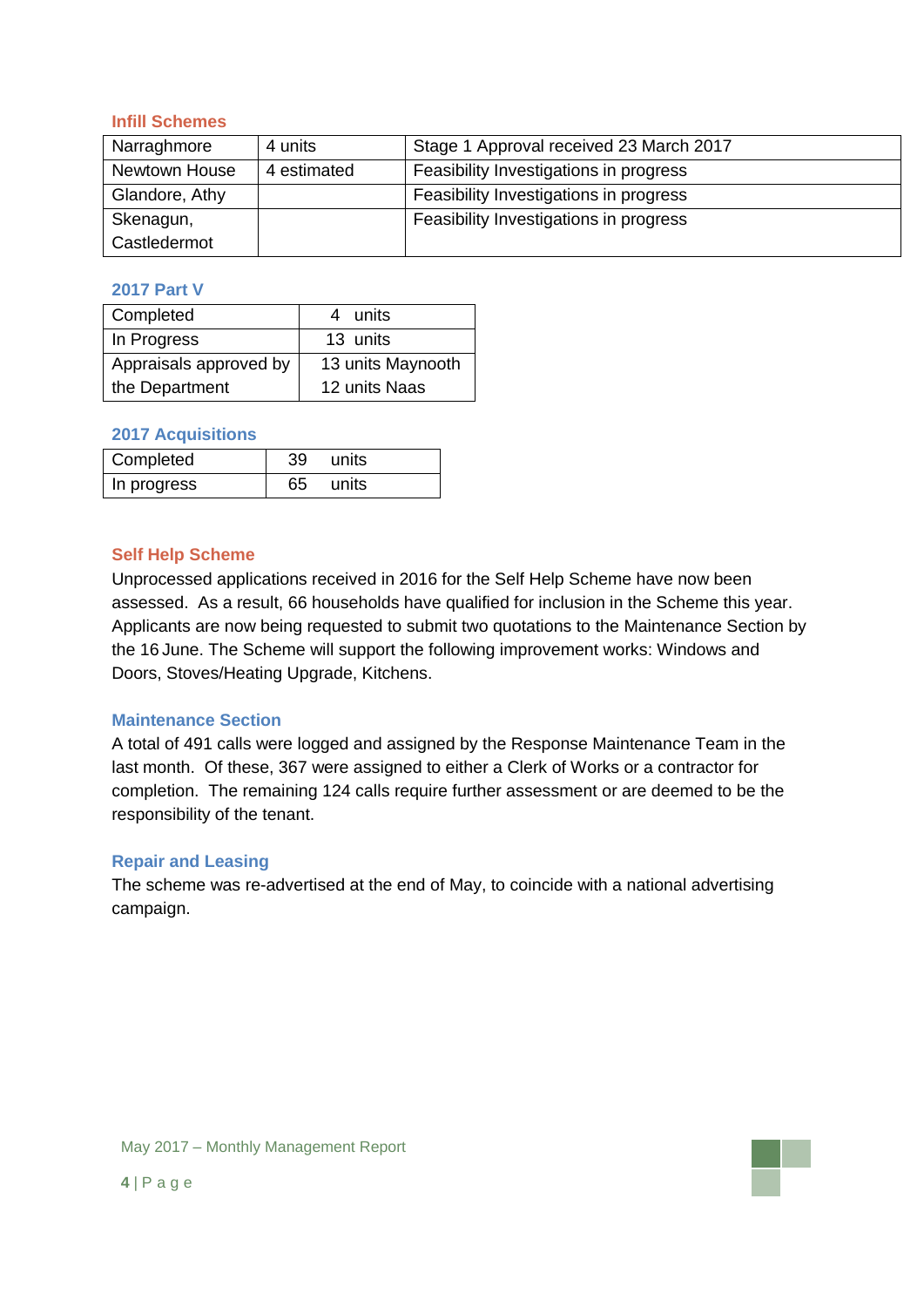### Infill Schemes

| Narraghmore | 4 units | Stage 1 Approval received 23 March 2017 |
|---|---|---|
| Newtown House | 4 estimated | Feasibility Investigations in progress |
| Glandore, Athy | | Feasibility Investigations in progress |
| Skenagun, Castledermot | | Feasibility Investigations in progress |

### 2017 Part V

| Completed | 4 units |
|---|---|
| In Progress | 13 units |
| Appraisals approved by the Department | 13 units Maynooth<br>12 units Naas |

### 2017 Acquisitions

| Completed | 39 units |
|---|---|
| In progress | 65 units |

### Self Help Scheme

Unprocessed applications received in 2016 for the Self Help Scheme have now been assessed. As a result, 66 households have qualified for inclusion in the Scheme this year. Applicants are now being requested to submit two quotations to the Maintenance Section by the 16 June. The Scheme will support the following improvement works: Windows and Doors, Stoves/Heating Upgrade, Kitchens.

### Maintenance Section

A total of 491 calls were logged and assigned by the Response Maintenance Team in the last month. Of these, 367 were assigned to either a Clerk of Works or a contractor for completion. The remaining 124 calls require further assessment or are deemed to be the responsibility of the tenant.

### Repair and Leasing

The scheme was re-advertised at the end of May, to coincide with a national advertising campaign.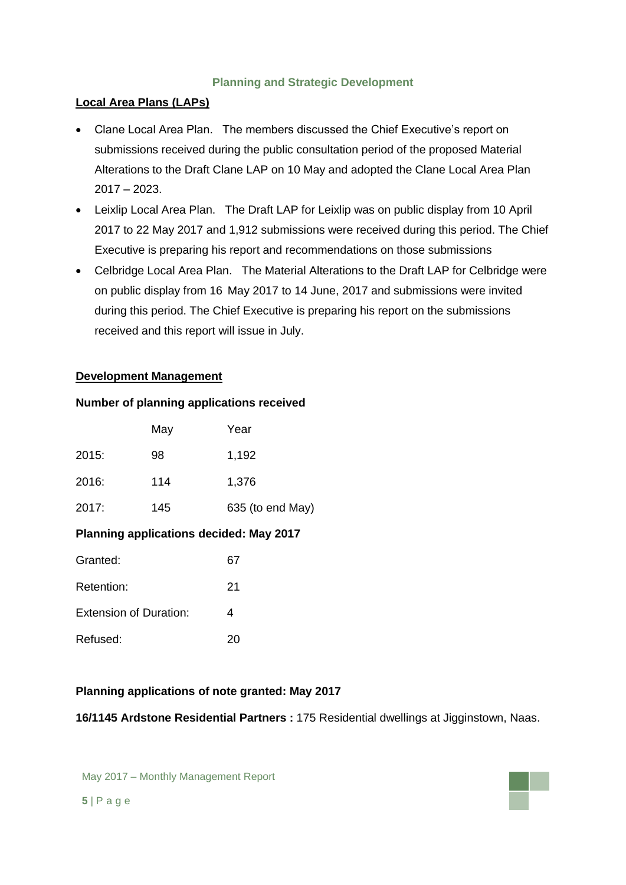## Planning and Strategic Development

### Local Area Plans (LAPs)

- Clane Local Area Plan. The members discussed the Chief Executive's report on submissions received during the public consultation period of the proposed Material Alterations to the Draft Clane LAP on 10 May and adopted the Clane Local Area Plan 2017 – 2023.
- Leixlip Local Area Plan. The Draft LAP for Leixlip was on public display from 10 April 2017 to 22 May 2017 and 1,912 submissions were received during this period. The Chief Executive is preparing his report and recommendations on those submissions
- Celbridge Local Area Plan. The Material Alterations to the Draft LAP for Celbridge were on public display from 16 May 2017 to 14 June, 2017 and submissions were invited during this period. The Chief Executive is preparing his report on the submissions received and this report will issue in July.

### Development Management

**Number of planning applications received**

| | May | Year |
|---|---|---|
| 2015: | 98 | 1,192 |
| 2016: | 114 | 1,376 |
| 2017: | 145 | 635 (to end May) |

**Planning applications decided: May 2017**

| | |
|---|---|
| Granted: | 67 |
| Retention: | 21 |
| Extension of Duration: | 4 |
| Refused: | 20 |

**Planning applications of note granted: May 2017**

**16/1145 Ardstone Residential Partners :** 175 Residential dwellings at Jigginstown, Naas.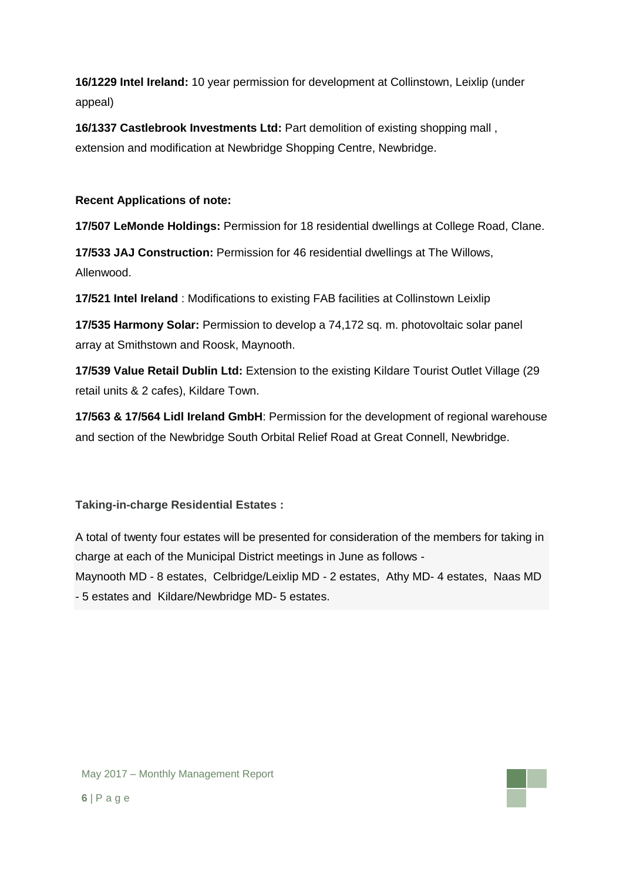**16/1229 Intel Ireland:** 10 year permission for development at Collinstown, Leixlip (under appeal)

**16/1337 Castlebrook Investments Ltd:** Part demolition of existing shopping mall , extension and modification at Newbridge Shopping Centre, Newbridge.

**Recent Applications of note:**

**17/507 LeMonde Holdings:** Permission for 18 residential dwellings at College Road, Clane.

**17/533 JAJ Construction:** Permission for 46 residential dwellings at The Willows, Allenwood.

**17/521 Intel Ireland** : Modifications to existing FAB facilities at Collinstown Leixlip

**17/535 Harmony Solar:** Permission to develop a 74,172 sq. m. photovoltaic solar panel array at Smithstown and Roosk, Maynooth.

**17/539 Value Retail Dublin Ltd:** Extension to the existing Kildare Tourist Outlet Village (29 retail units & 2 cafes), Kildare Town.

**17/563 & 17/564 Lidl Ireland GmbH**: Permission for the development of regional warehouse and section of the Newbridge South Orbital Relief Road at Great Connell, Newbridge.

**Taking-in-charge Residential Estates :**

A total of twenty four estates will be presented for consideration of the members for taking in charge at each of the Municipal District meetings in June as follows -
Maynooth MD - 8 estates, Celbridge/Leixlip MD - 2 estates, Athy MD- 4 estates, Naas MD - 5 estates and Kildare/Newbridge MD- 5 estates.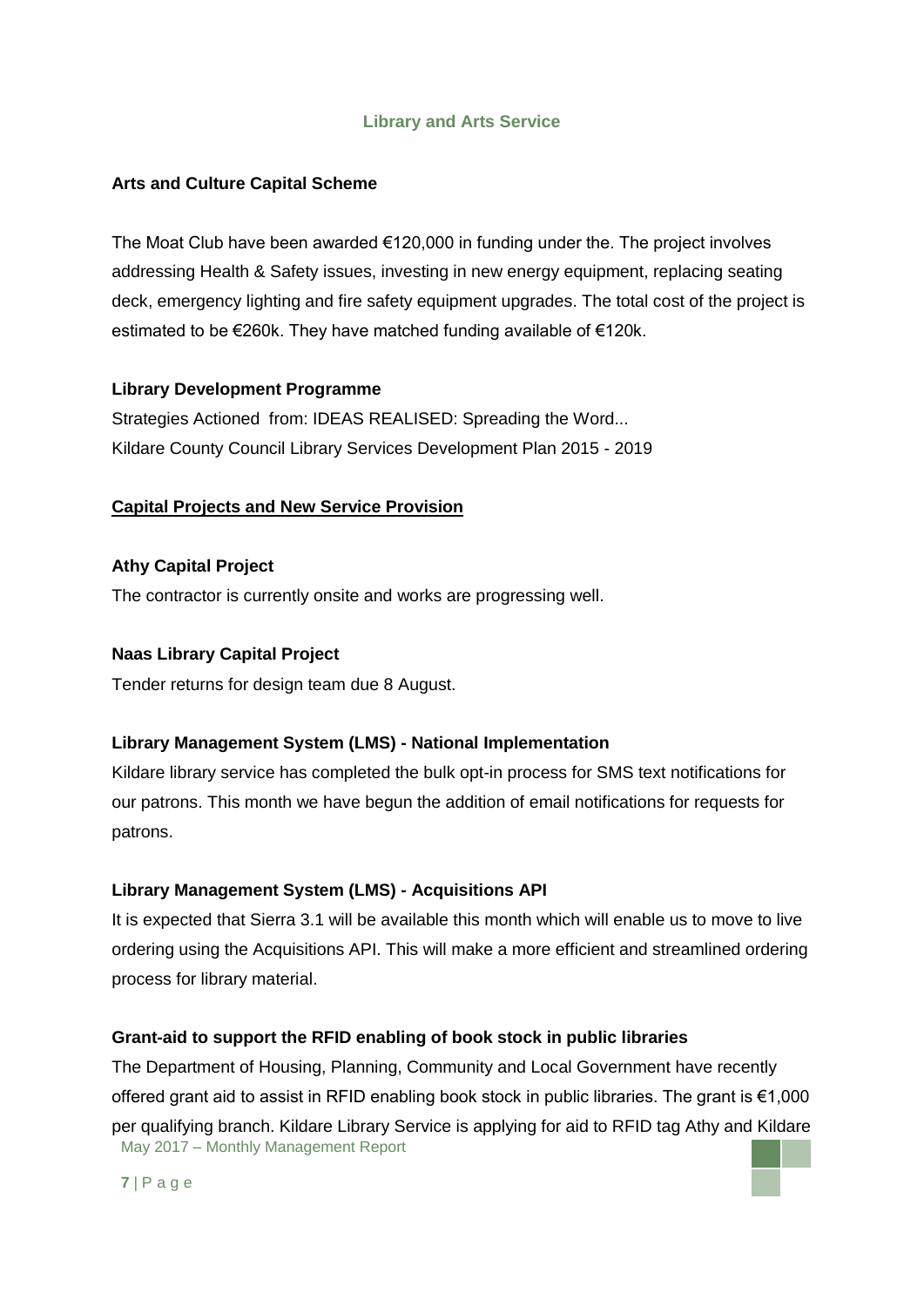## Library and Arts Service

**Arts and Culture Capital Scheme**

The Moat Club have been awarded €120,000 in funding under the. The project involves addressing Health & Safety issues, investing in new energy equipment, replacing seating deck, emergency lighting and fire safety equipment upgrades. The total cost of the project is estimated to be €260k. They have matched funding available of €120k.

**Library Development Programme**

Strategies Actioned from: IDEAS REALISED: Spreading the Word...
Kildare County Council Library Services Development Plan 2015 - 2019

**<u>Capital Projects and New Service Provision</u>**

**Athy Capital Project**

The contractor is currently onsite and works are progressing well.

**Naas Library Capital Project**

Tender returns for design team due 8 August.

**Library Management System (LMS) - National Implementation**

Kildare library service has completed the bulk opt-in process for SMS text notifications for our patrons. This month we have begun the addition of email notifications for requests for patrons.

**Library Management System (LMS) - Acquisitions API**

It is expected that Sierra 3.1 will be available this month which will enable us to move to live ordering using the Acquisitions API. This will make a more efficient and streamlined ordering process for library material.

**Grant-aid to support the RFID enabling of book stock in public libraries**

The Department of Housing, Planning, Community and Local Government have recently offered grant aid to assist in RFID enabling book stock in public libraries. The grant is €1,000 per qualifying branch. Kildare Library Service is applying for aid to RFID tag Athy and Kildare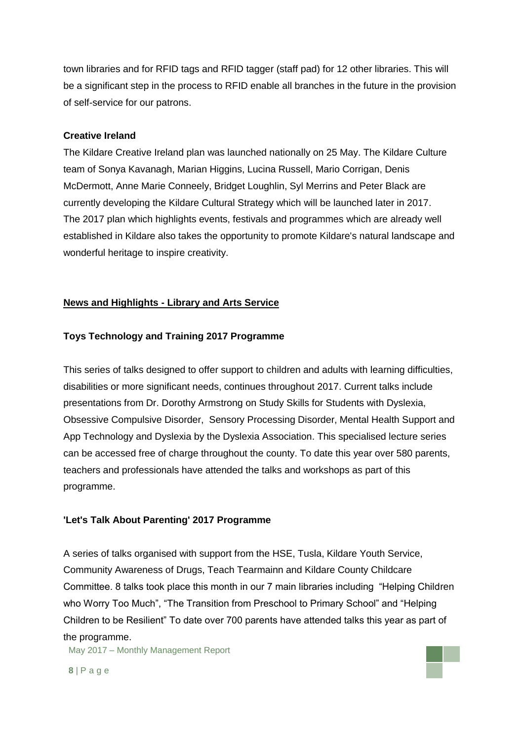town libraries and for RFID tags and RFID tagger (staff pad) for 12 other libraries. This will be a significant step in the process to RFID enable all branches in the future in the provision of self-service for our patrons.

**Creative Ireland**

The Kildare Creative Ireland plan was launched nationally on 25 May. The Kildare Culture team of Sonya Kavanagh, Marian Higgins, Lucina Russell, Mario Corrigan, Denis McDermott, Anne Marie Conneely, Bridget Loughlin, Syl Merrins and Peter Black are currently developing the Kildare Cultural Strategy which will be launched later in 2017. The 2017 plan which highlights events, festivals and programmes which are already well established in Kildare also takes the opportunity to promote Kildare's natural landscape and wonderful heritage to inspire creativity.

## <u>News and Highlights - Library and Arts Service</u>

### Toys Technology and Training 2017 Programme

This series of talks designed to offer support to children and adults with learning difficulties, disabilities or more significant needs, continues throughout 2017. Current talks include presentations from Dr. Dorothy Armstrong on Study Skills for Students with Dyslexia, Obsessive Compulsive Disorder, Sensory Processing Disorder, Mental Health Support and App Technology and Dyslexia by the Dyslexia Association. This specialised lecture series can be accessed free of charge throughout the county. To date this year over 580 parents, teachers and professionals have attended the talks and workshops as part of this programme.

### 'Let's Talk About Parenting' 2017 Programme

A series of talks organised with support from the HSE, Tusla, Kildare Youth Service, Community Awareness of Drugs, Teach Tearmainn and Kildare County Childcare Committee. 8 talks took place this month in our 7 main libraries including "Helping Children who Worry Too Much", "The Transition from Preschool to Primary School" and "Helping Children to be Resilient" To date over 700 parents have attended talks this year as part of the programme.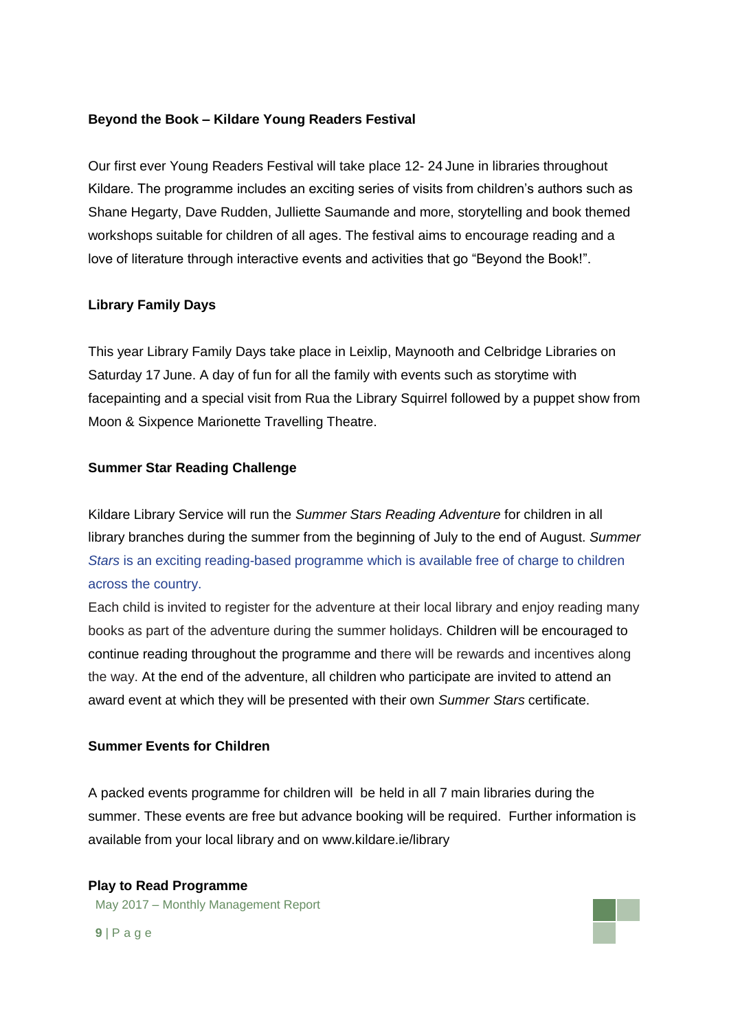**Beyond the Book – Kildare Young Readers Festival**

Our first ever Young Readers Festival will take place 12- 24 June in libraries throughout Kildare. The programme includes an exciting series of visits from children's authors such as Shane Hegarty, Dave Rudden, Julliette Saumande and more, storytelling and book themed workshops suitable for children of all ages. The festival aims to encourage reading and a love of literature through interactive events and activities that go "Beyond the Book!".

**Library Family Days**

This year Library Family Days take place in Leixlip, Maynooth and Celbridge Libraries on Saturday 17 June. A day of fun for all the family with events such as storytime with facepainting and a special visit from Rua the Library Squirrel followed by a puppet show from Moon & Sixpence Marionette Travelling Theatre.

**Summer Star Reading Challenge**

Kildare Library Service will run the *Summer Stars Reading Adventure* for children in all library branches during the summer from the beginning of July to the end of August. *Summer Stars* is an exciting reading-based programme which is available free of charge to children across the country.

Each child is invited to register for the adventure at their local library and enjoy reading many books as part of the adventure during the summer holidays. Children will be encouraged to continue reading throughout the programme and there will be rewards and incentives along the way. At the end of the adventure, all children who participate are invited to attend an award event at which they will be presented with their own *Summer Stars* certificate.

**Summer Events for Children**

A packed events programme for children will be held in all 7 main libraries during the summer. These events are free but advance booking will be required. Further information is available from your local library and on www.kildare.ie/library

**Play to Read Programme**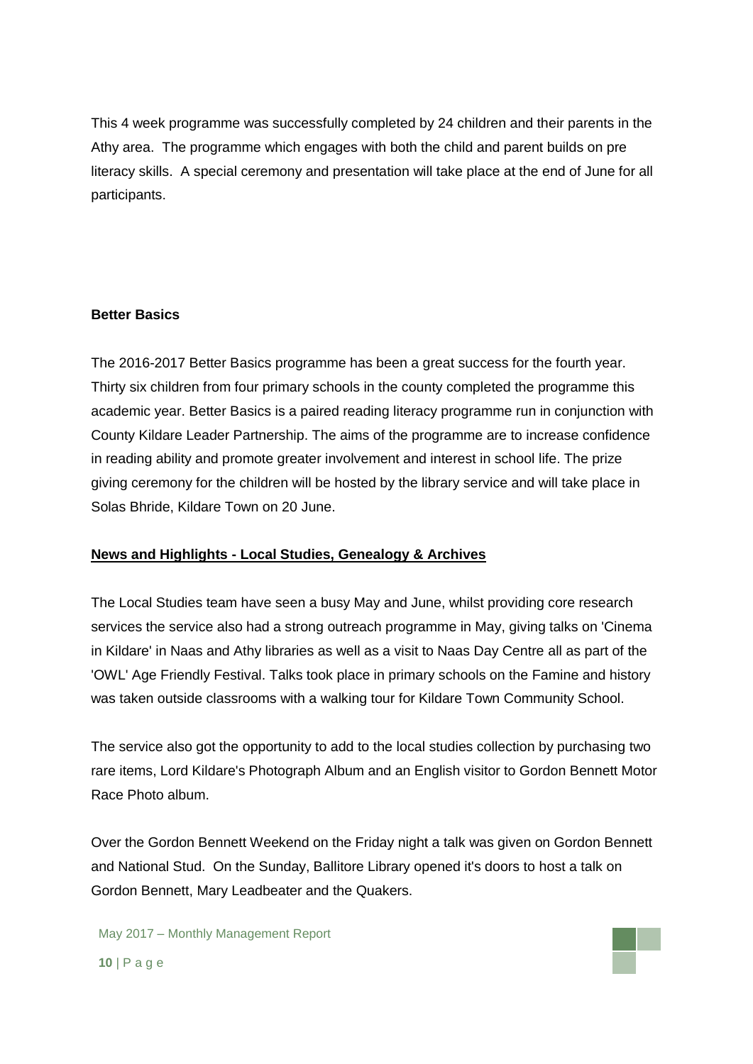This 4 week programme was successfully completed by 24 children and their parents in the Athy area. The programme which engages with both the child and parent builds on pre literacy skills. A special ceremony and presentation will take place at the end of June for all participants.

**Better Basics**

The 2016-2017 Better Basics programme has been a great success for the fourth year. Thirty six children from four primary schools in the county completed the programme this academic year. Better Basics is a paired reading literacy programme run in conjunction with County Kildare Leader Partnership. The aims of the programme are to increase confidence in reading ability and promote greater involvement and interest in school life. The prize giving ceremony for the children will be hosted by the library service and will take place in Solas Bhride, Kildare Town on 20 June.

**News and Highlights - Local Studies, Genealogy & Archives**

The Local Studies team have seen a busy May and June, whilst providing core research services the service also had a strong outreach programme in May, giving talks on 'Cinema in Kildare' in Naas and Athy libraries as well as a visit to Naas Day Centre all as part of the 'OWL' Age Friendly Festival. Talks took place in primary schools on the Famine and history was taken outside classrooms with a walking tour for Kildare Town Community School.

The service also got the opportunity to add to the local studies collection by purchasing two rare items, Lord Kildare's Photograph Album and an English visitor to Gordon Bennett Motor Race Photo album.

Over the Gordon Bennett Weekend on the Friday night a talk was given on Gordon Bennett and National Stud. On the Sunday, Ballitore Library opened it's doors to host a talk on Gordon Bennett, Mary Leadbeater and the Quakers.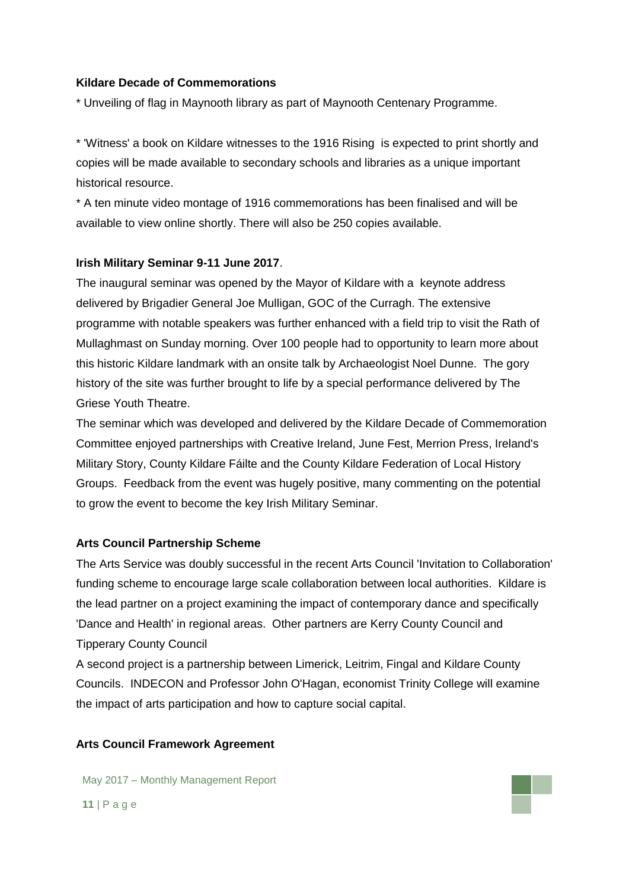**Kildare Decade of Commemorations**

* Unveiling of flag in Maynooth library as part of Maynooth Centenary Programme.

* 'Witness' a book on Kildare witnesses to the 1916 Rising is expected to print shortly and copies will be made available to secondary schools and libraries as a unique important historical resource.

* A ten minute video montage of 1916 commemorations has been finalised and will be available to view online shortly. There will also be 250 copies available.

**Irish Military Seminar 9-11 June 2017**.

The inaugural seminar was opened by the Mayor of Kildare with a keynote address delivered by Brigadier General Joe Mulligan, GOC of the Curragh. The extensive programme with notable speakers was further enhanced with a field trip to visit the Rath of Mullaghmast on Sunday morning. Over 100 people had to opportunity to learn more about this historic Kildare landmark with an onsite talk by Archaeologist Noel Dunne. The gory history of the site was further brought to life by a special performance delivered by The Griese Youth Theatre.

The seminar which was developed and delivered by the Kildare Decade of Commemoration Committee enjoyed partnerships with Creative Ireland, June Fest, Merrion Press, Ireland's Military Story, County Kildare Fáilte and the County Kildare Federation of Local History Groups. Feedback from the event was hugely positive, many commenting on the potential to grow the event to become the key Irish Military Seminar.

**Arts Council Partnership Scheme**

The Arts Service was doubly successful in the recent Arts Council 'Invitation to Collaboration' funding scheme to encourage large scale collaboration between local authorities. Kildare is the lead partner on a project examining the impact of contemporary dance and specifically 'Dance and Health' in regional areas. Other partners are Kerry County Council and Tipperary County Council

A second project is a partnership between Limerick, Leitrim, Fingal and Kildare County Councils. INDECON and Professor John O'Hagan, economist Trinity College will examine the impact of arts participation and how to capture social capital.

**Arts Council Framework Agreement**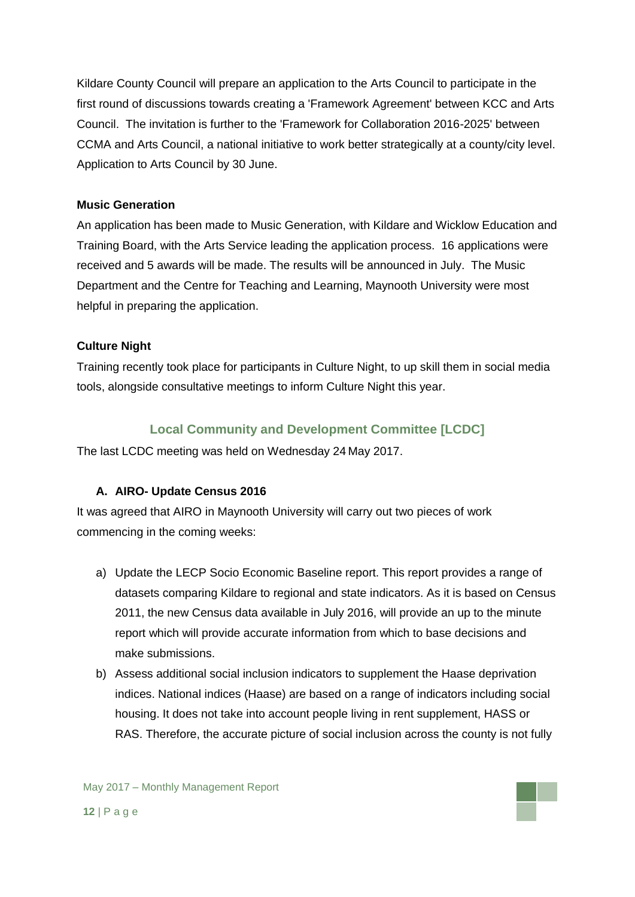Kildare County Council will prepare an application to the Arts Council to participate in the first round of discussions towards creating a 'Framework Agreement' between KCC and Arts Council. The invitation is further to the 'Framework for Collaboration 2016-2025' between CCMA and Arts Council, a national initiative to work better strategically at a county/city level. Application to Arts Council by 30 June.

**Music Generation**

An application has been made to Music Generation, with Kildare and Wicklow Education and Training Board, with the Arts Service leading the application process. 16 applications were received and 5 awards will be made. The results will be announced in July. The Music Department and the Centre for Teaching and Learning, Maynooth University were most helpful in preparing the application.

**Culture Night**

Training recently took place for participants in Culture Night, to up skill them in social media tools, alongside consultative meetings to inform Culture Night this year.

## Local Community and Development Committee [LCDC]

The last LCDC meeting was held on Wednesday 24 May 2017.

### A. AIRO- Update Census 2016

It was agreed that AIRO in Maynooth University will carry out two pieces of work commencing in the coming weeks:

a) Update the LECP Socio Economic Baseline report. This report provides a range of datasets comparing Kildare to regional and state indicators. As it is based on Census 2011, the new Census data available in July 2016, will provide an up to the minute report which will provide accurate information from which to base decisions and make submissions.

b) Assess additional social inclusion indicators to supplement the Haase deprivation indices. National indices (Haase) are based on a range of indicators including social housing. It does not take into account people living in rent supplement, HASS or RAS. Therefore, the accurate picture of social inclusion across the county is not fully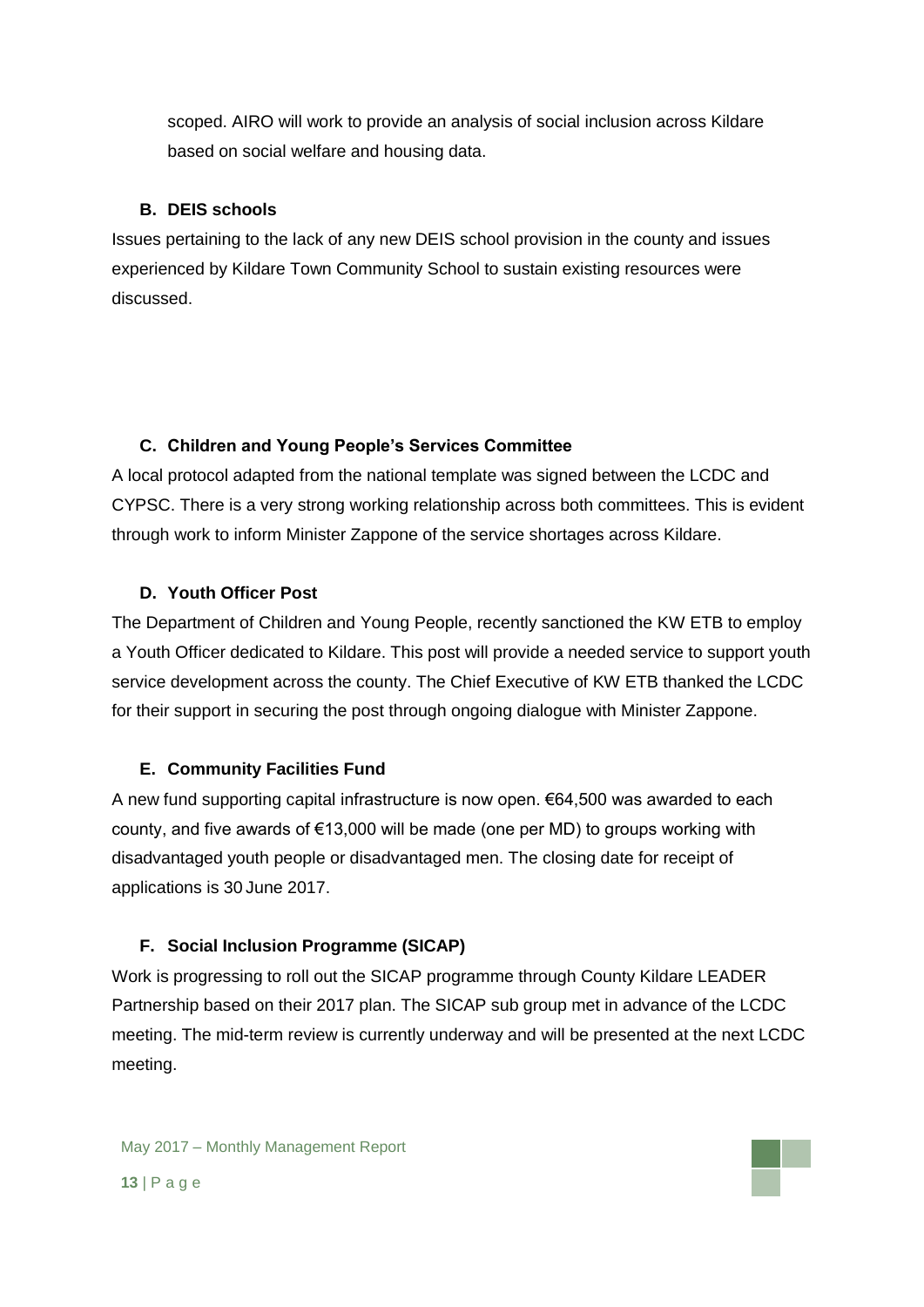scoped. AIRO will work to provide an analysis of social inclusion across Kildare based on social welfare and housing data.

### B. DEIS schools

Issues pertaining to the lack of any new DEIS school provision in the county and issues experienced by Kildare Town Community School to sustain existing resources were discussed.

### C. Children and Young People's Services Committee

A local protocol adapted from the national template was signed between the LCDC and CYPSC. There is a very strong working relationship across both committees. This is evident through work to inform Minister Zappone of the service shortages across Kildare.

### D. Youth Officer Post

The Department of Children and Young People, recently sanctioned the KW ETB to employ a Youth Officer dedicated to Kildare. This post will provide a needed service to support youth service development across the county. The Chief Executive of KW ETB thanked the LCDC for their support in securing the post through ongoing dialogue with Minister Zappone.

### E. Community Facilities Fund

A new fund supporting capital infrastructure is now open. €64,500 was awarded to each county, and five awards of €13,000 will be made (one per MD) to groups working with disadvantaged youth people or disadvantaged men. The closing date for receipt of applications is 30 June 2017.

### F. Social Inclusion Programme (SICAP)

Work is progressing to roll out the SICAP programme through County Kildare LEADER Partnership based on their 2017 plan. The SICAP sub group met in advance of the LCDC meeting. The mid-term review is currently underway and will be presented at the next LCDC meeting.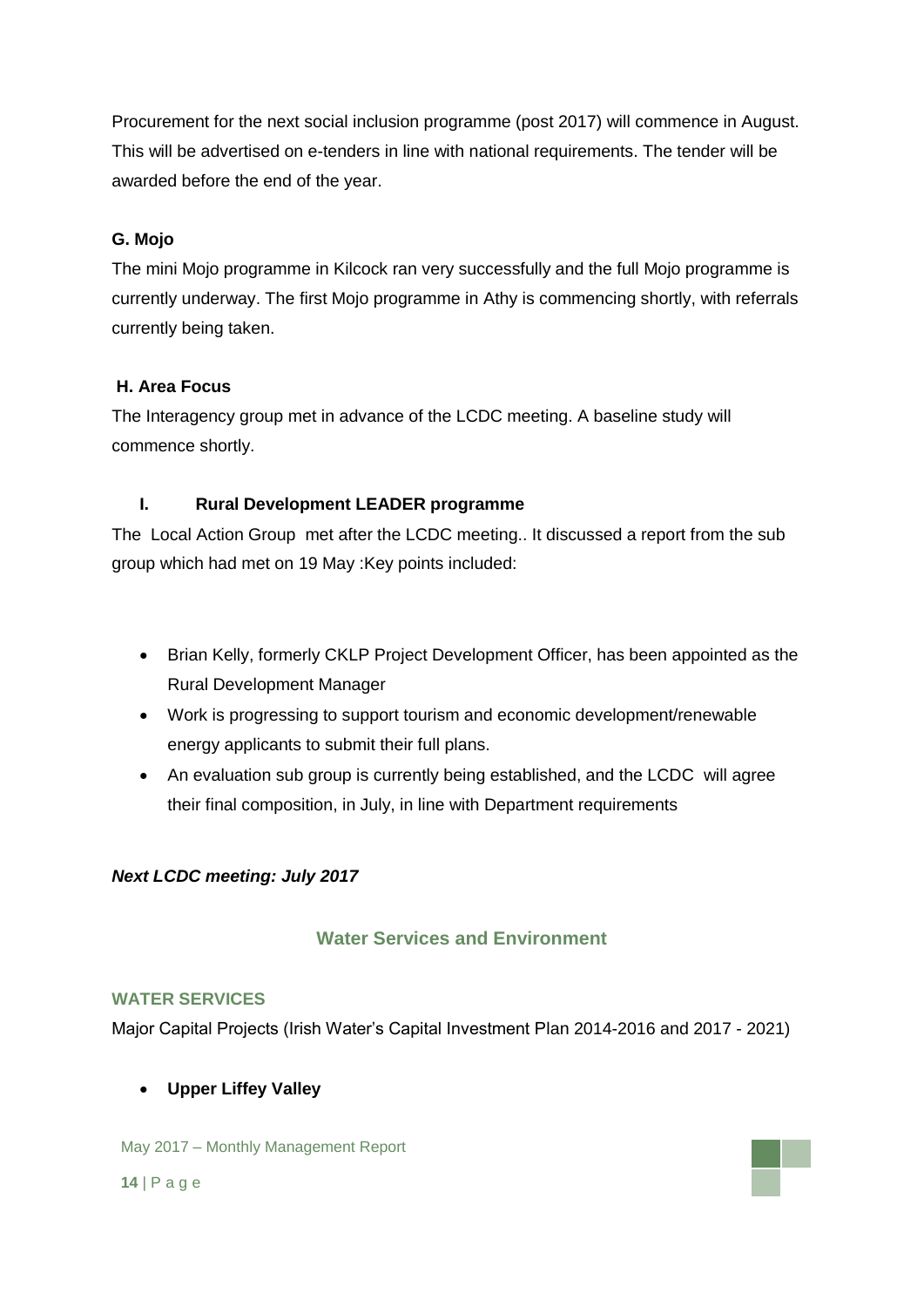Procurement for the next social inclusion programme (post 2017) will commence in August. This will be advertised on e-tenders in line with national requirements. The tender will be awarded before the end of the year.

#### G. Mojo

The mini Mojo programme in Kilcock ran very successfully and the full Mojo programme is currently underway. The first Mojo programme in Athy is commencing shortly, with referrals currently being taken.

#### H. Area Focus

The Interagency group met in advance of the LCDC meeting. A baseline study will commence shortly.

#### I. Rural Development LEADER programme

The Local Action Group met after the LCDC meeting.. It discussed a report from the sub group which had met on 19 May :Key points included:

- Brian Kelly, formerly CKLP Project Development Officer, has been appointed as the Rural Development Manager
- Work is progressing to support tourism and economic development/renewable energy applicants to submit their full plans.
- An evaluation sub group is currently being established, and the LCDC will agree their final composition, in July, in line with Department requirements

***Next LCDC meeting: July 2017***

## Water Services and Environment

### WATER SERVICES

Major Capital Projects (Irish Water's Capital Investment Plan 2014-2016 and 2017 - 2021)

- **Upper Liffey Valley**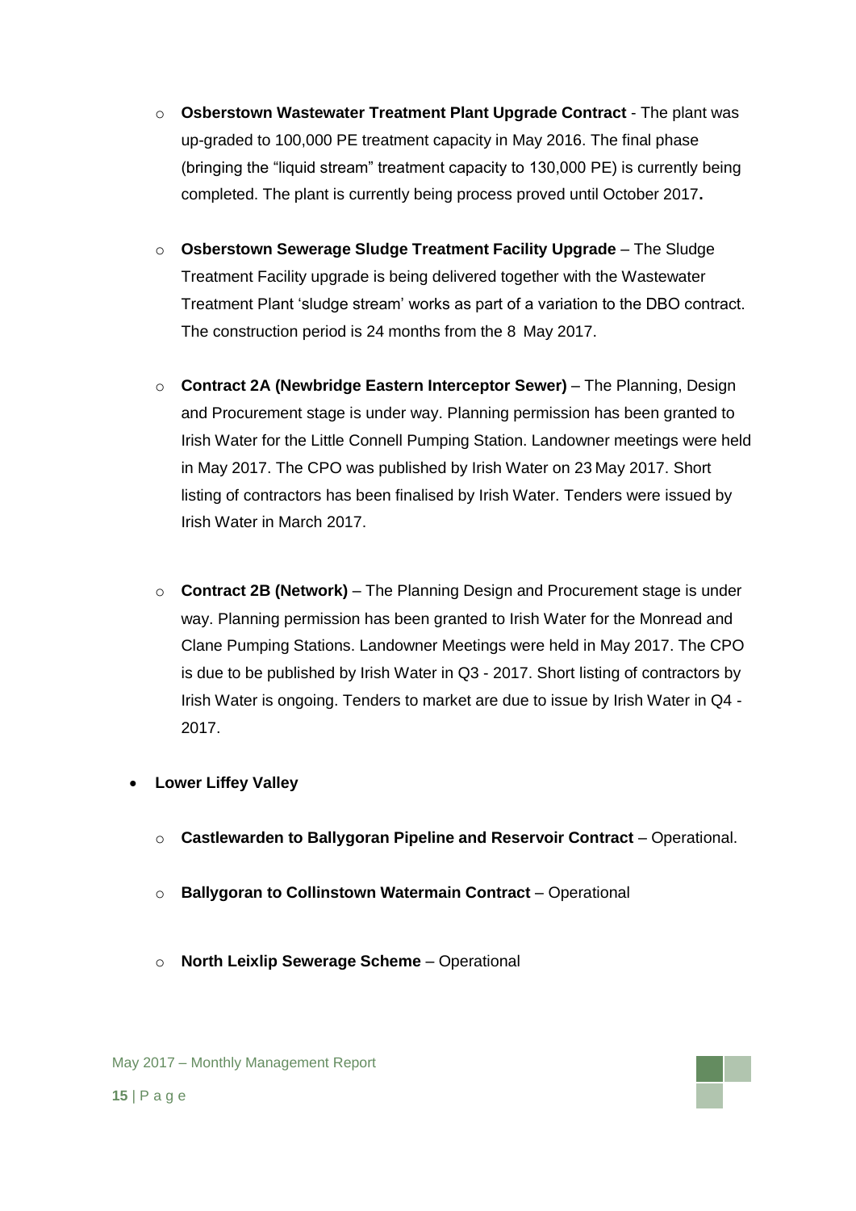- **Osberstown Wastewater Treatment Plant Upgrade Contract** - The plant was up-graded to 100,000 PE treatment capacity in May 2016. The final phase (bringing the "liquid stream" treatment capacity to 130,000 PE) is currently being completed. The plant is currently being process proved until October 2017**.**

- **Osberstown Sewerage Sludge Treatment Facility Upgrade** – The Sludge Treatment Facility upgrade is being delivered together with the Wastewater Treatment Plant 'sludge stream' works as part of a variation to the DBO contract. The construction period is 24 months from the 8 May 2017.

- **Contract 2A (Newbridge Eastern Interceptor Sewer)** – The Planning, Design and Procurement stage is under way. Planning permission has been granted to Irish Water for the Little Connell Pumping Station. Landowner meetings were held in May 2017. The CPO was published by Irish Water on 23 May 2017. Short listing of contractors has been finalised by Irish Water. Tenders were issued by Irish Water in March 2017.

- **Contract 2B (Network)** – The Planning Design and Procurement stage is under way. Planning permission has been granted to Irish Water for the Monread and Clane Pumping Stations. Landowner Meetings were held in May 2017. The CPO is due to be published by Irish Water in Q3 - 2017. Short listing of contractors by Irish Water is ongoing. Tenders to market are due to issue by Irish Water in Q4 - 2017.

- **Lower Liffey Valley**
  - **Castlewarden to Ballygoran Pipeline and Reservoir Contract** – Operational.
  - **Ballygoran to Collinstown Watermain Contract** – Operational
  - **North Leixlip Sewerage Scheme** – Operational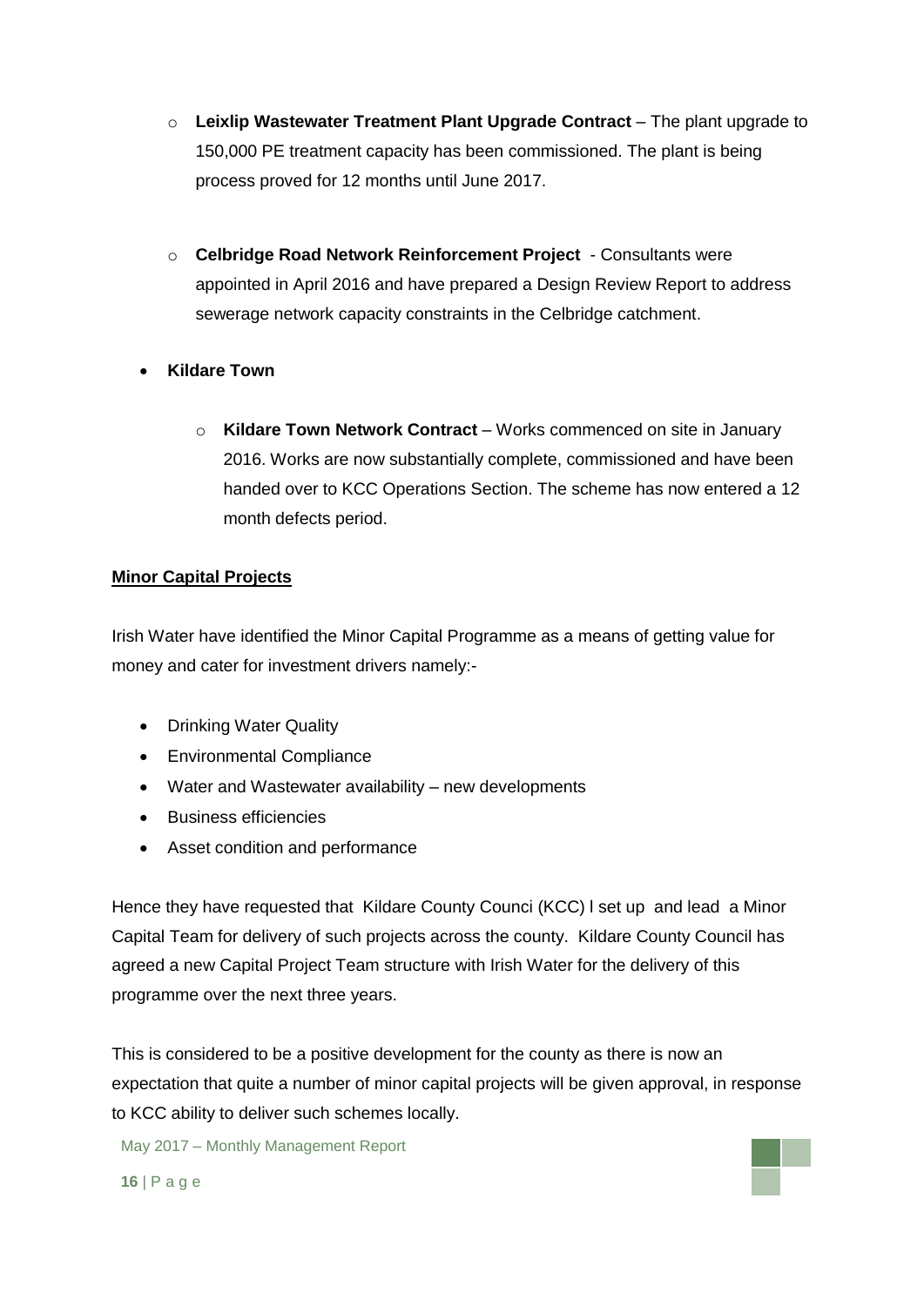- **Leixlip Wastewater Treatment Plant Upgrade Contract** – The plant upgrade to 150,000 PE treatment capacity has been commissioned. The plant is being process proved for 12 months until June 2017.

  - **Celbridge Road Network Reinforcement Project** - Consultants were appointed in April 2016 and have prepared a Design Review Report to address sewerage network capacity constraints in the Celbridge catchment.

- **Kildare Town**

  - **Kildare Town Network Contract** – Works commenced on site in January 2016. Works are now substantially complete, commissioned and have been handed over to KCC Operations Section. The scheme has now entered a 12 month defects period.

**Minor Capital Projects**

Irish Water have identified the Minor Capital Programme as a means of getting value for money and cater for investment drivers namely:-

- Drinking Water Quality
- Environmental Compliance
- Water and Wastewater availability – new developments
- Business efficiencies
- Asset condition and performance

Hence they have requested that Kildare County Counci (KCC) l set up and lead a Minor Capital Team for delivery of such projects across the county. Kildare County Council has agreed a new Capital Project Team structure with Irish Water for the delivery of this programme over the next three years.

This is considered to be a positive development for the county as there is now an expectation that quite a number of minor capital projects will be given approval, in response to KCC ability to deliver such schemes locally.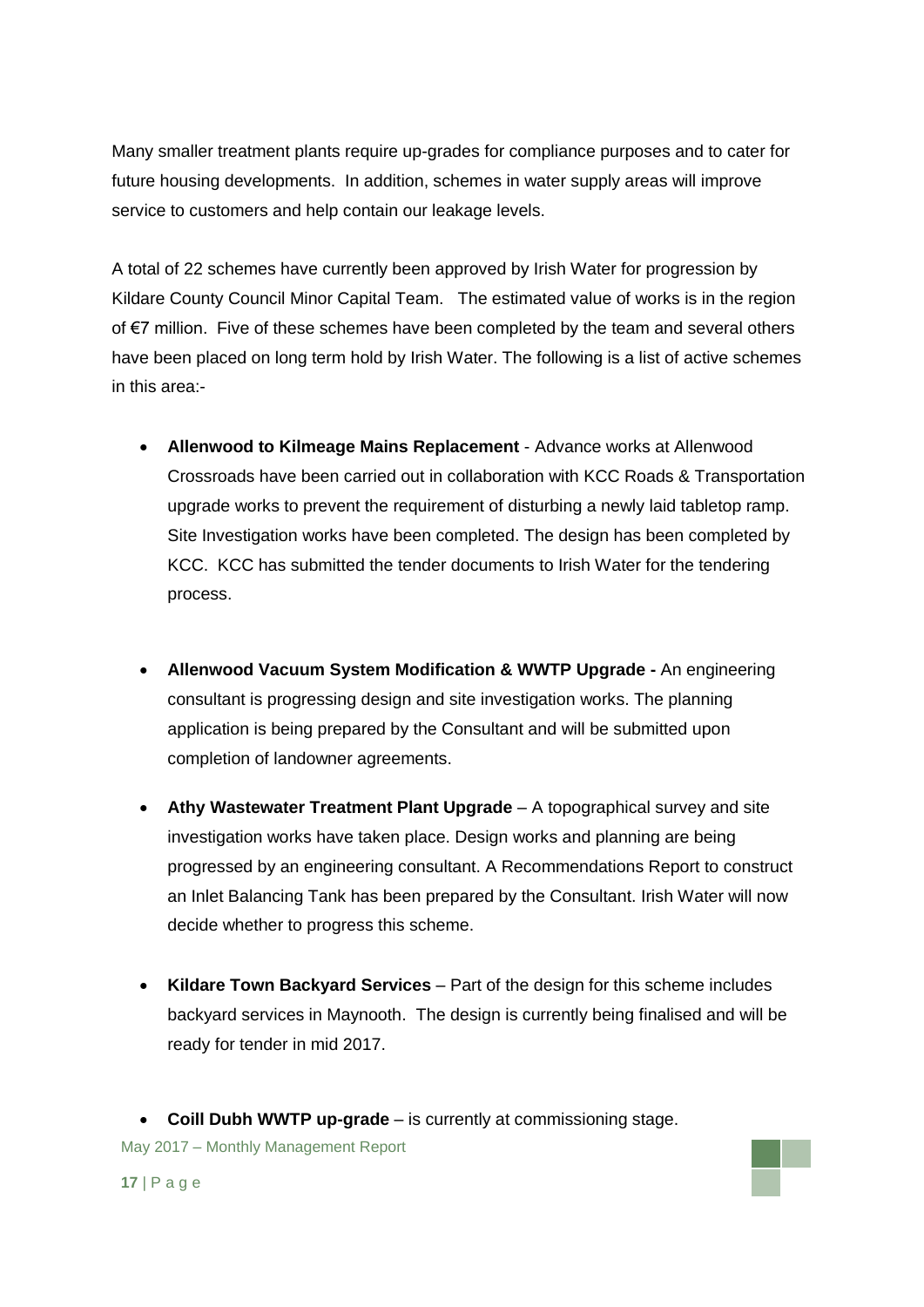Many smaller treatment plants require up-grades for compliance purposes and to cater for future housing developments. In addition, schemes in water supply areas will improve service to customers and help contain our leakage levels.

A total of 22 schemes have currently been approved by Irish Water for progression by Kildare County Council Minor Capital Team. The estimated value of works is in the region of €7 million. Five of these schemes have been completed by the team and several others have been placed on long term hold by Irish Water. The following is a list of active schemes in this area:-

- **Allenwood to Kilmeage Mains Replacement** - Advance works at Allenwood Crossroads have been carried out in collaboration with KCC Roads & Transportation upgrade works to prevent the requirement of disturbing a newly laid tabletop ramp. Site Investigation works have been completed. The design has been completed by KCC. KCC has submitted the tender documents to Irish Water for the tendering process.

- **Allenwood Vacuum System Modification & WWTP Upgrade -** An engineering consultant is progressing design and site investigation works. The planning application is being prepared by the Consultant and will be submitted upon completion of landowner agreements.

- **Athy Wastewater Treatment Plant Upgrade** – A topographical survey and site investigation works have taken place. Design works and planning are being progressed by an engineering consultant. A Recommendations Report to construct an Inlet Balancing Tank has been prepared by the Consultant. Irish Water will now decide whether to progress this scheme.

- **Kildare Town Backyard Services** – Part of the design for this scheme includes backyard services in Maynooth. The design is currently being finalised and will be ready for tender in mid 2017.

- **Coill Dubh WWTP up-grade** – is currently at commissioning stage.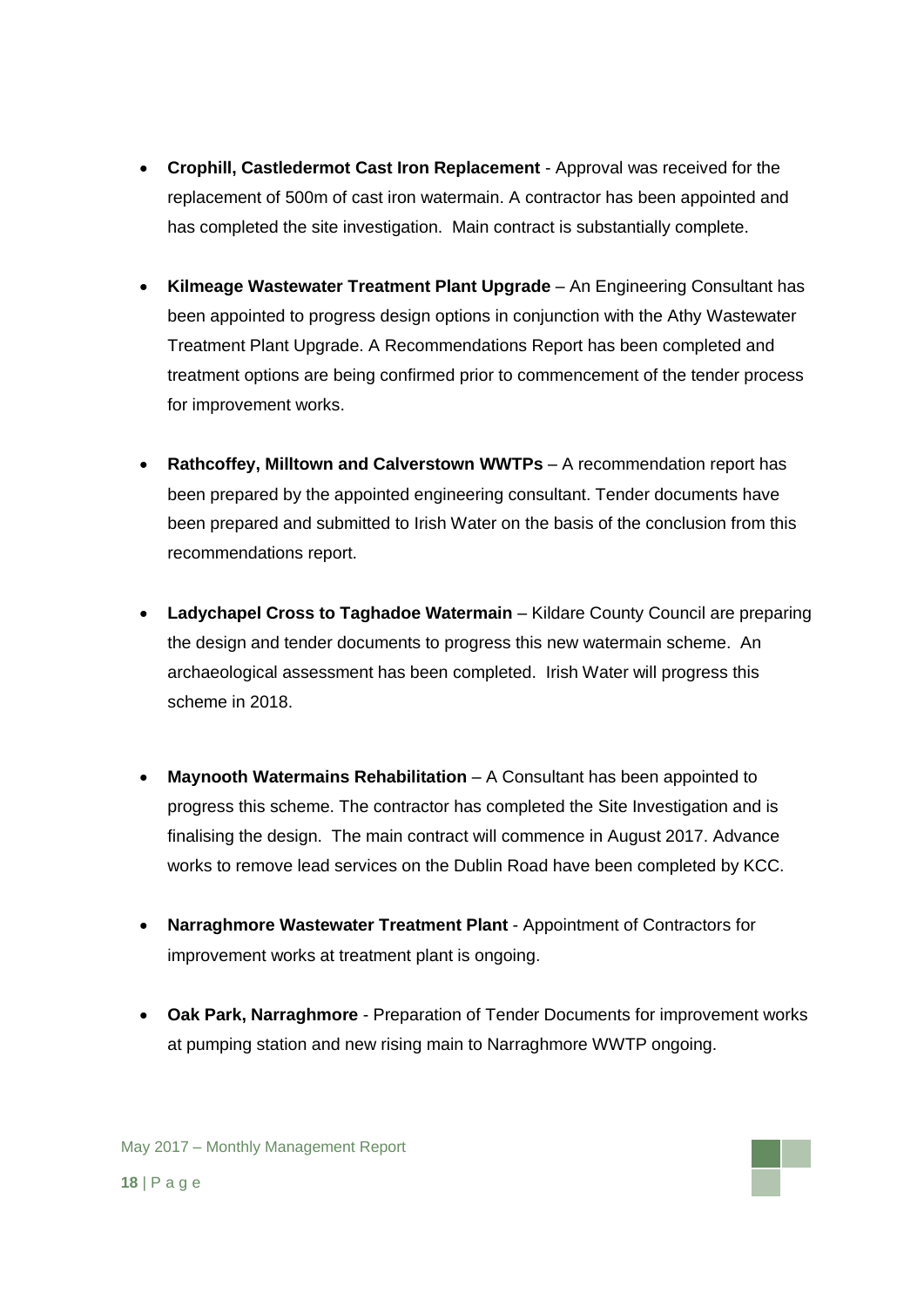- **Crophill, Castledermot Cast Iron Replacement** - Approval was received for the replacement of 500m of cast iron watermain. A contractor has been appointed and has completed the site investigation. Main contract is substantially complete.

- **Kilmeage Wastewater Treatment Plant Upgrade** – An Engineering Consultant has been appointed to progress design options in conjunction with the Athy Wastewater Treatment Plant Upgrade. A Recommendations Report has been completed and treatment options are being confirmed prior to commencement of the tender process for improvement works.

- **Rathcoffey, Milltown and Calverstown WWTPs** – A recommendation report has been prepared by the appointed engineering consultant. Tender documents have been prepared and submitted to Irish Water on the basis of the conclusion from this recommendations report.

- **Ladychapel Cross to Taghadoe Watermain** – Kildare County Council are preparing the design and tender documents to progress this new watermain scheme. An archaeological assessment has been completed. Irish Water will progress this scheme in 2018.

- **Maynooth Watermains Rehabilitation** – A Consultant has been appointed to progress this scheme. The contractor has completed the Site Investigation and is finalising the design. The main contract will commence in August 2017. Advance works to remove lead services on the Dublin Road have been completed by KCC.

- **Narraghmore Wastewater Treatment Plant** - Appointment of Contractors for improvement works at treatment plant is ongoing.

- **Oak Park, Narraghmore** - Preparation of Tender Documents for improvement works at pumping station and new rising main to Narraghmore WWTP ongoing.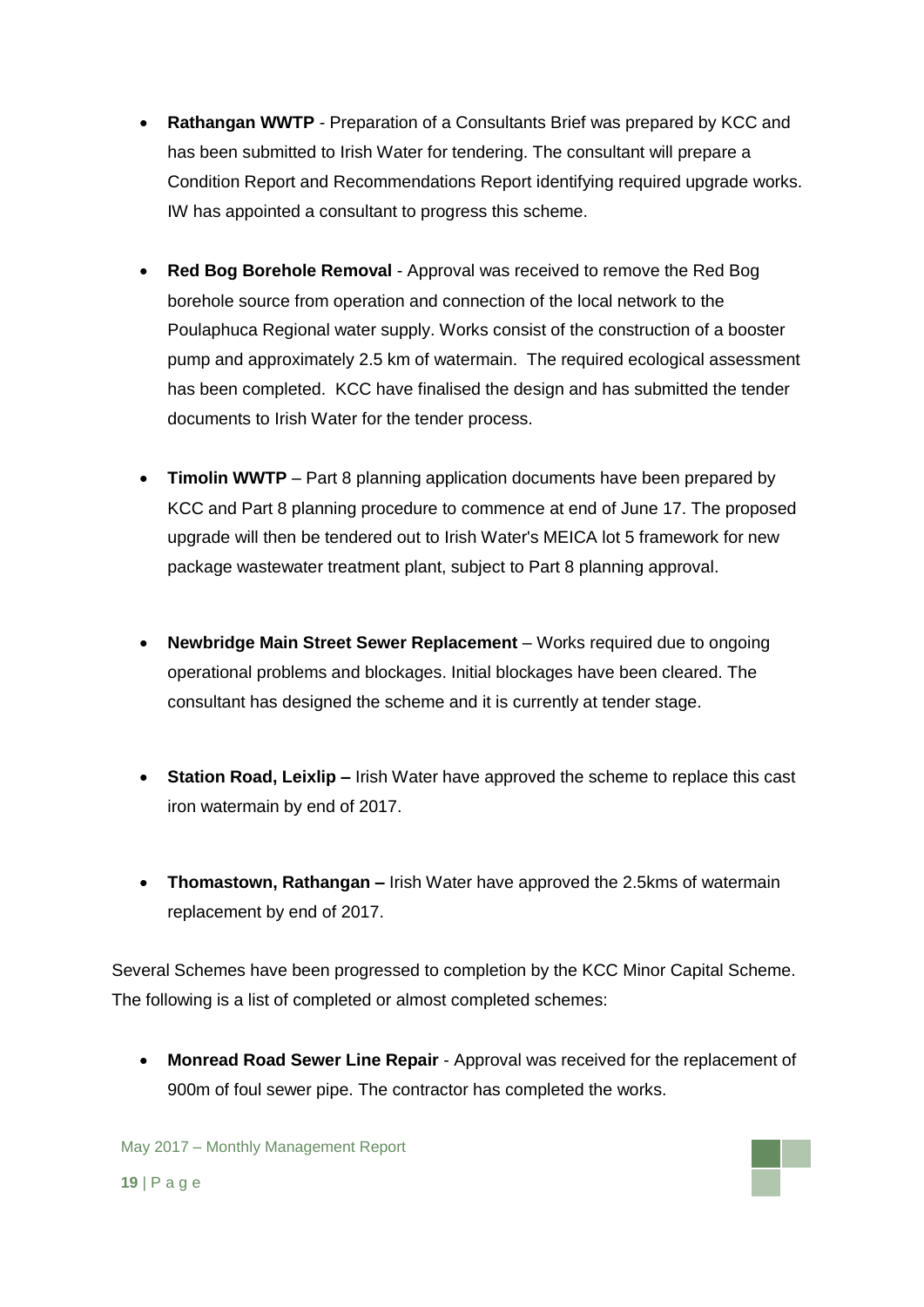- **Rathangan WWTP** - Preparation of a Consultants Brief was prepared by KCC and has been submitted to Irish Water for tendering. The consultant will prepare a Condition Report and Recommendations Report identifying required upgrade works. IW has appointed a consultant to progress this scheme.

- **Red Bog Borehole Removal** - Approval was received to remove the Red Bog borehole source from operation and connection of the local network to the Poulaphuca Regional water supply. Works consist of the construction of a booster pump and approximately 2.5 km of watermain. The required ecological assessment has been completed. KCC have finalised the design and has submitted the tender documents to Irish Water for the tender process.

- **Timolin WWTP** – Part 8 planning application documents have been prepared by KCC and Part 8 planning procedure to commence at end of June 17. The proposed upgrade will then be tendered out to Irish Water's MEICA lot 5 framework for new package wastewater treatment plant, subject to Part 8 planning approval.

- **Newbridge Main Street Sewer Replacement** – Works required due to ongoing operational problems and blockages. Initial blockages have been cleared. The consultant has designed the scheme and it is currently at tender stage.

- **Station Road, Leixlip –** Irish Water have approved the scheme to replace this cast iron watermain by end of 2017.

- **Thomastown, Rathangan –** Irish Water have approved the 2.5kms of watermain replacement by end of 2017.

Several Schemes have been progressed to completion by the KCC Minor Capital Scheme. The following is a list of completed or almost completed schemes:

- **Monread Road Sewer Line Repair** - Approval was received for the replacement of 900m of foul sewer pipe. The contractor has completed the works.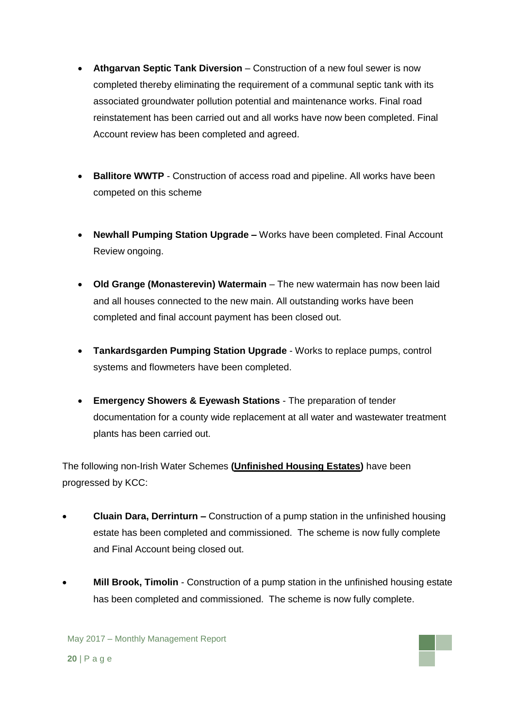- **Athgarvan Septic Tank Diversion** – Construction of a new foul sewer is now completed thereby eliminating the requirement of a communal septic tank with its associated groundwater pollution potential and maintenance works. Final road reinstatement has been carried out and all works have now been completed. Final Account review has been completed and agreed.

- **Ballitore WWTP** - Construction of access road and pipeline. All works have been competed on this scheme

- **Newhall Pumping Station Upgrade –** Works have been completed. Final Account Review ongoing.

- **Old Grange (Monasterevin) Watermain** – The new watermain has now been laid and all houses connected to the new main. All outstanding works have been completed and final account payment has been closed out.

- **Tankardsgarden Pumping Station Upgrade** - Works to replace pumps, control systems and flowmeters have been completed.

- **Emergency Showers & Eyewash Stations** - The preparation of tender documentation for a county wide replacement at all water and wastewater treatment plants has been carried out.

The following non-Irish Water Schemes **(Unfinished Housing Estates)** have been progressed by KCC:

- **Cluain Dara, Derrinturn –** Construction of a pump station in the unfinished housing estate has been completed and commissioned. The scheme is now fully complete and Final Account being closed out.

- **Mill Brook, Timolin** - Construction of a pump station in the unfinished housing estate has been completed and commissioned. The scheme is now fully complete.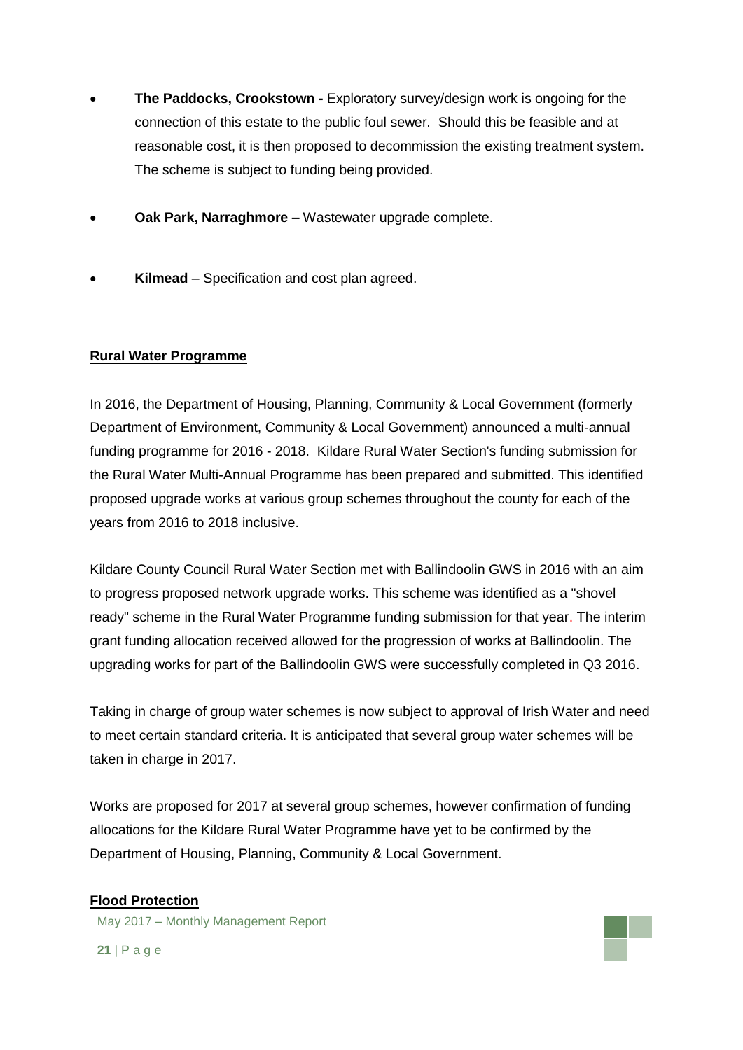- **The Paddocks, Crookstown -** Exploratory survey/design work is ongoing for the connection of this estate to the public foul sewer. Should this be feasible and at reasonable cost, it is then proposed to decommission the existing treatment system. The scheme is subject to funding being provided.

- **Oak Park, Narraghmore –** Wastewater upgrade complete.

- **Kilmead** – Specification and cost plan agreed.

**Rural Water Programme**

In 2016, the Department of Housing, Planning, Community & Local Government (formerly Department of Environment, Community & Local Government) announced a multi-annual funding programme for 2016 - 2018. Kildare Rural Water Section's funding submission for the Rural Water Multi-Annual Programme has been prepared and submitted. This identified proposed upgrade works at various group schemes throughout the county for each of the years from 2016 to 2018 inclusive.

Kildare County Council Rural Water Section met with Ballindoolin GWS in 2016 with an aim to progress proposed network upgrade works. This scheme was identified as a "shovel ready" scheme in the Rural Water Programme funding submission for that year. The interim grant funding allocation received allowed for the progression of works at Ballindoolin. The upgrading works for part of the Ballindoolin GWS were successfully completed in Q3 2016.

Taking in charge of group water schemes is now subject to approval of Irish Water and need to meet certain standard criteria. It is anticipated that several group water schemes will be taken in charge in 2017.

Works are proposed for 2017 at several group schemes, however confirmation of funding allocations for the Kildare Rural Water Programme have yet to be confirmed by the Department of Housing, Planning, Community & Local Government.

**Flood Protection**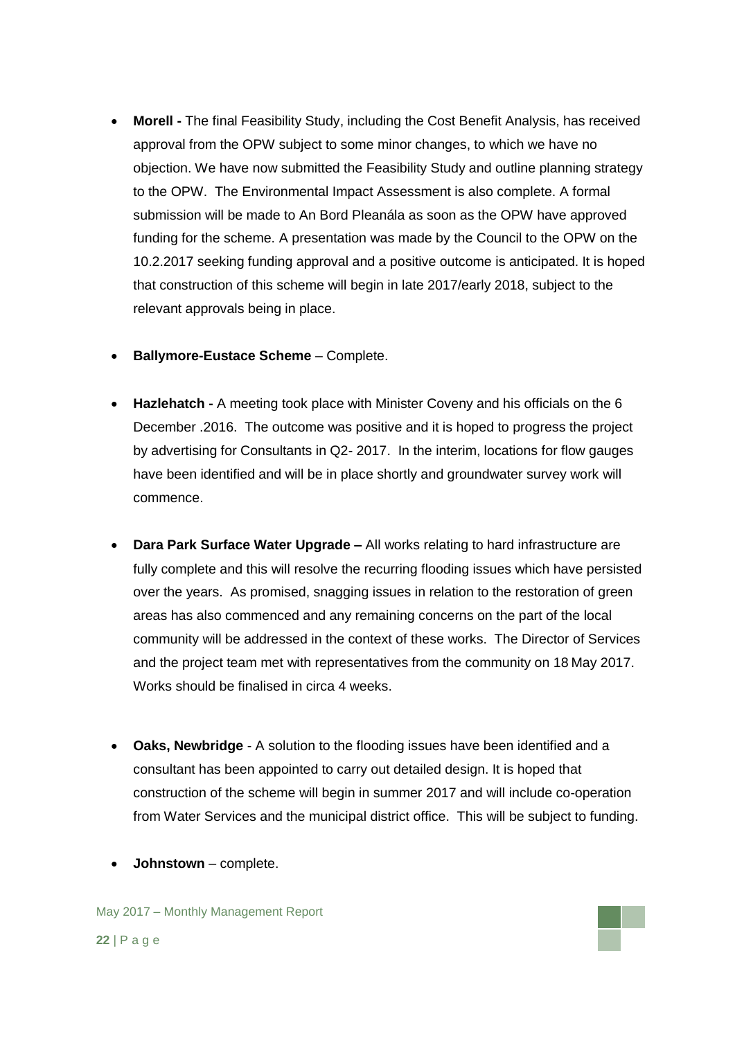- **Morell -** The final Feasibility Study, including the Cost Benefit Analysis, has received approval from the OPW subject to some minor changes, to which we have no objection. We have now submitted the Feasibility Study and outline planning strategy to the OPW. The Environmental Impact Assessment is also complete. A formal submission will be made to An Bord Pleanála as soon as the OPW have approved funding for the scheme. A presentation was made by the Council to the OPW on the 10.2.2017 seeking funding approval and a positive outcome is anticipated. It is hoped that construction of this scheme will begin in late 2017/early 2018, subject to the relevant approvals being in place.

- **Ballymore-Eustace Scheme** – Complete.

- **Hazlehatch -** A meeting took place with Minister Coveny and his officials on the 6 December .2016. The outcome was positive and it is hoped to progress the project by advertising for Consultants in Q2- 2017. In the interim, locations for flow gauges have been identified and will be in place shortly and groundwater survey work will commence.

- **Dara Park Surface Water Upgrade –** All works relating to hard infrastructure are fully complete and this will resolve the recurring flooding issues which have persisted over the years. As promised, snagging issues in relation to the restoration of green areas has also commenced and any remaining concerns on the part of the local community will be addressed in the context of these works. The Director of Services and the project team met with representatives from the community on 18 May 2017. Works should be finalised in circa 4 weeks.

- **Oaks, Newbridge** - A solution to the flooding issues have been identified and a consultant has been appointed to carry out detailed design. It is hoped that construction of the scheme will begin in summer 2017 and will include co-operation from Water Services and the municipal district office. This will be subject to funding.

- **Johnstown** – complete.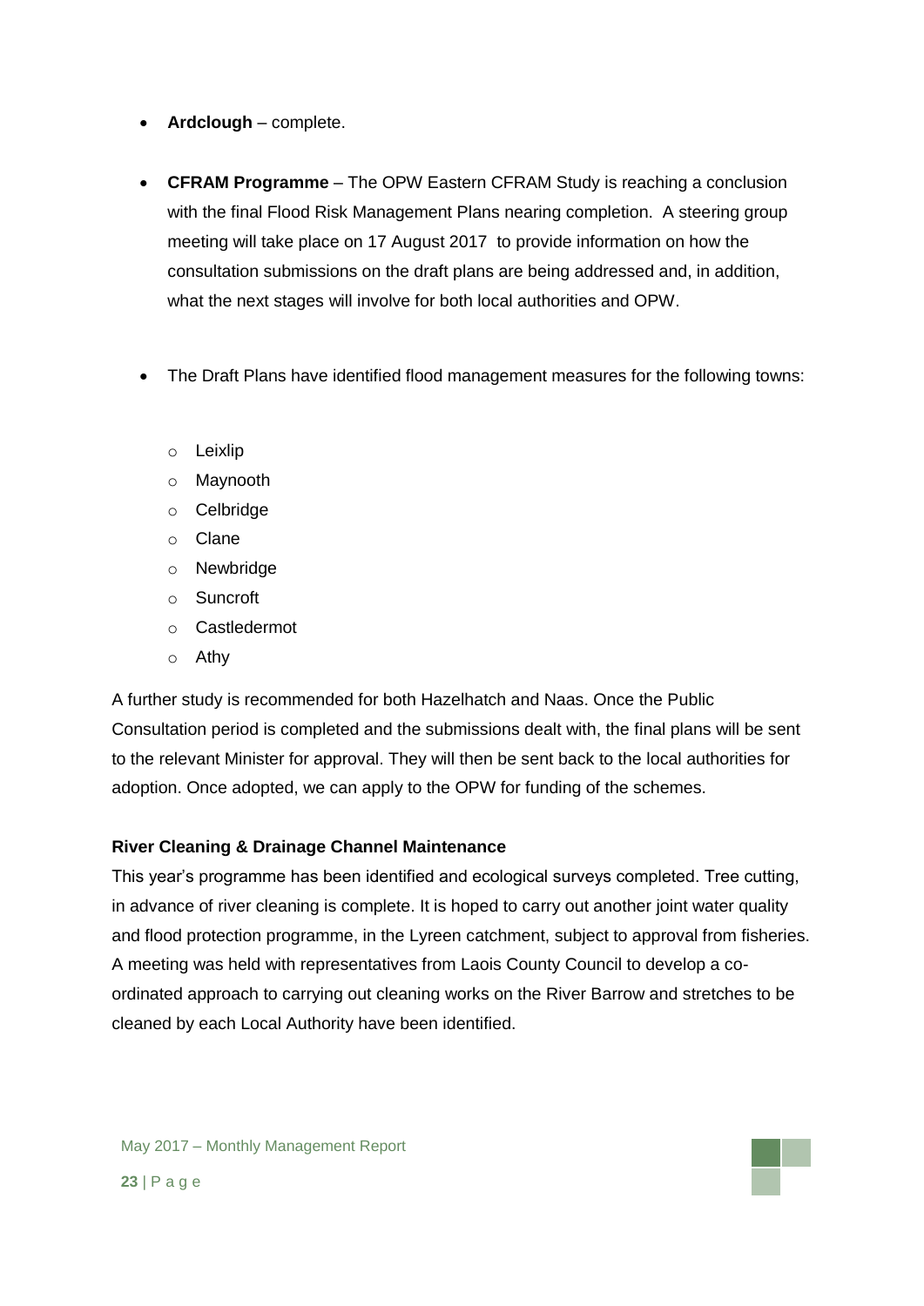- **Ardclough** – complete.

- **CFRAM Programme** – The OPW Eastern CFRAM Study is reaching a conclusion with the final Flood Risk Management Plans nearing completion. A steering group meeting will take place on 17 August 2017 to provide information on how the consultation submissions on the draft plans are being addressed and, in addition, what the next stages will involve for both local authorities and OPW.

- The Draft Plans have identified flood management measures for the following towns:
  - Leixlip
  - Maynooth
  - Celbridge
  - Clane
  - Newbridge
  - Suncroft
  - Castledermot
  - Athy

A further study is recommended for both Hazelhatch and Naas. Once the Public Consultation period is completed and the submissions dealt with, the final plans will be sent to the relevant Minister for approval. They will then be sent back to the local authorities for adoption. Once adopted, we can apply to the OPW for funding of the schemes.

**River Cleaning & Drainage Channel Maintenance**

This year's programme has been identified and ecological surveys completed. Tree cutting, in advance of river cleaning is complete. It is hoped to carry out another joint water quality and flood protection programme, in the Lyreen catchment, subject to approval from fisheries. A meeting was held with representatives from Laois County Council to develop a co-ordinated approach to carrying out cleaning works on the River Barrow and stretches to be cleaned by each Local Authority have been identified.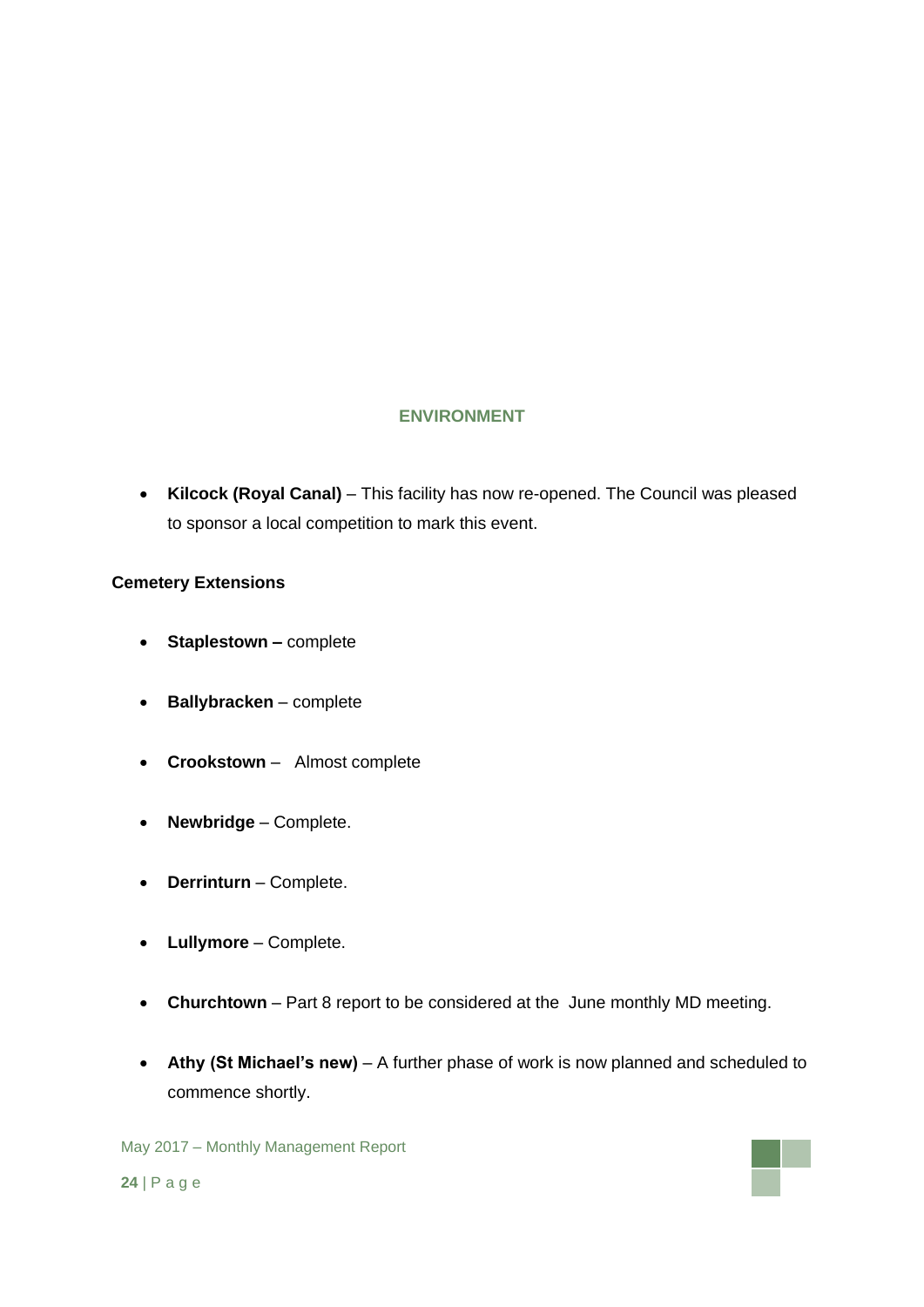## ENVIRONMENT

- **Kilcock (Royal Canal)** – This facility has now re-opened. The Council was pleased to sponsor a local competition to mark this event.

**Cemetery Extensions**

- **Staplestown –** complete
- **Ballybracken** – complete
- **Crookstown** – Almost complete
- **Newbridge** – Complete.
- **Derrinturn** – Complete.
- **Lullymore** – Complete.
- **Churchtown** – Part 8 report to be considered at the June monthly MD meeting.
- **Athy (St Michael's new)** – A further phase of work is now planned and scheduled to commence shortly.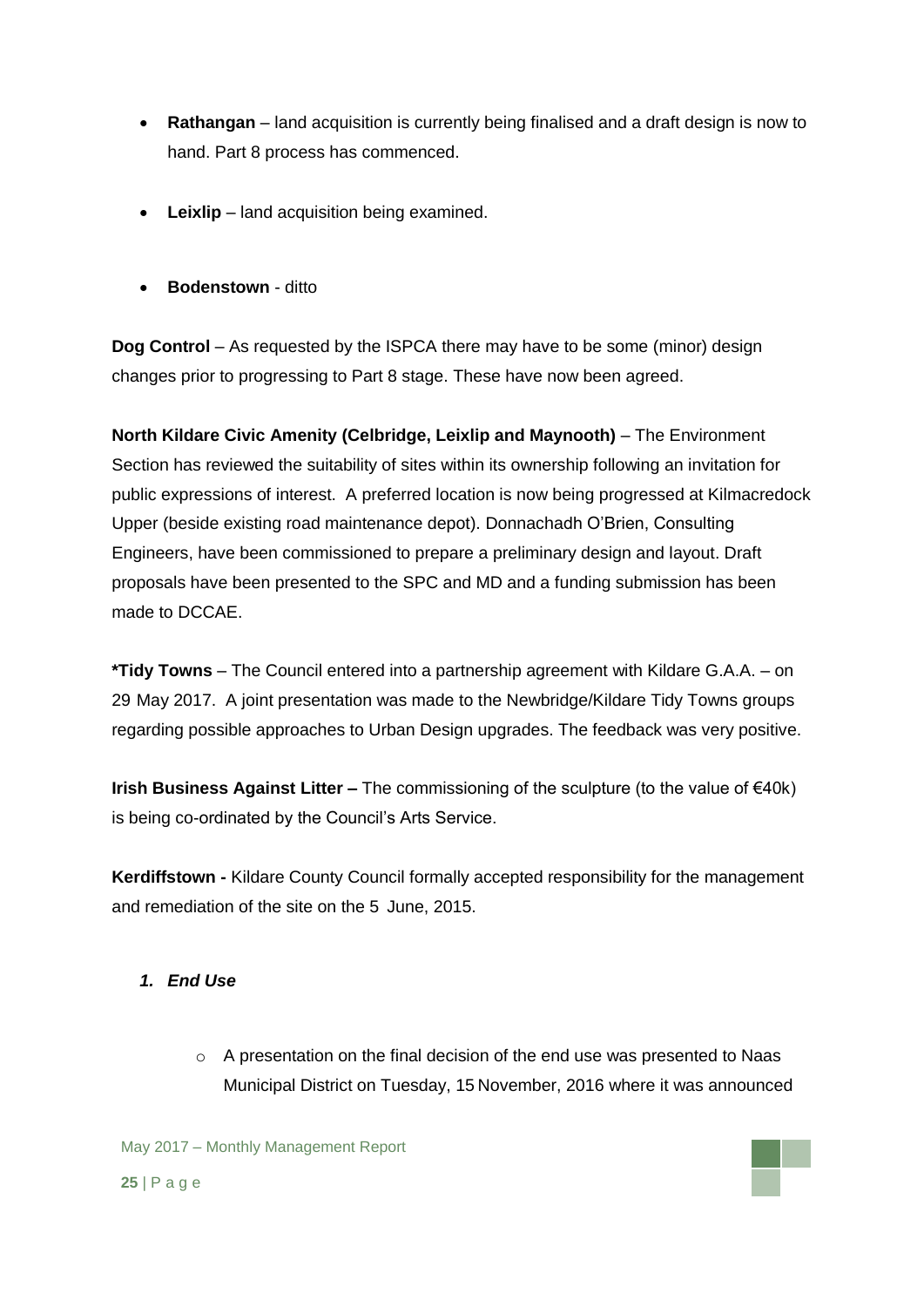- **Rathangan** – land acquisition is currently being finalised and a draft design is now to hand. Part 8 process has commenced.

- **Leixlip** – land acquisition being examined.

- **Bodenstown** - ditto

**Dog Control** – As requested by the ISPCA there may have to be some (minor) design changes prior to progressing to Part 8 stage. These have now been agreed.

**North Kildare Civic Amenity (Celbridge, Leixlip and Maynooth)** – The Environment Section has reviewed the suitability of sites within its ownership following an invitation for public expressions of interest. A preferred location is now being progressed at Kilmacredock Upper (beside existing road maintenance depot). Donnachadh O'Brien, Consulting Engineers, have been commissioned to prepare a preliminary design and layout. Draft proposals have been presented to the SPC and MD and a funding submission has been made to DCCAE.

***Tidy Towns** – The Council entered into a partnership agreement with Kildare G.A.A. – on 29 May 2017. A joint presentation was made to the Newbridge/Kildare Tidy Towns groups regarding possible approaches to Urban Design upgrades. The feedback was very positive.

**Irish Business Against Litter –** The commissioning of the sculpture (to the value of €40k) is being co-ordinated by the Council's Arts Service.

**Kerdiffstown -** Kildare County Council formally accepted responsibility for the management and remediation of the site on the 5 June, 2015.

1. ***End Use***

   - A presentation on the final decision of the end use was presented to Naas Municipal District on Tuesday, 15 November, 2016 where it was announced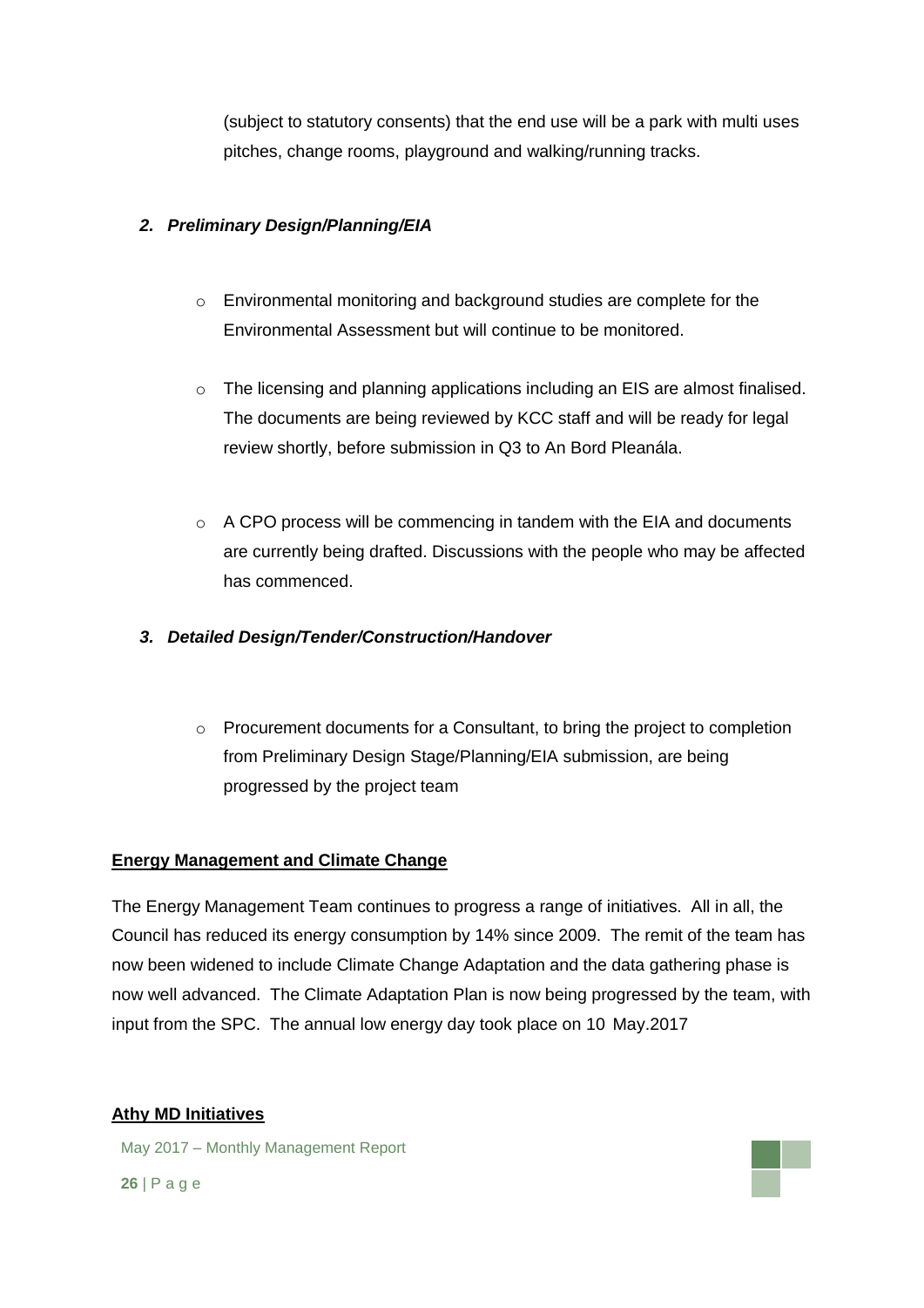(subject to statutory consents) that the end use will be a park with multi uses pitches, change rooms, playground and walking/running tracks.

***2. Preliminary Design/Planning/EIA***

- Environmental monitoring and background studies are complete for the Environmental Assessment but will continue to be monitored.
- The licensing and planning applications including an EIS are almost finalised. The documents are being reviewed by KCC staff and will be ready for legal review shortly, before submission in Q3 to An Bord Pleanála.
- A CPO process will be commencing in tandem with the EIA and documents are currently being drafted. Discussions with the people who may be affected has commenced.

***3. Detailed Design/Tender/Construction/Handover***

- Procurement documents for a Consultant, to bring the project to completion from Preliminary Design Stage/Planning/EIA submission, are being progressed by the project team

**Energy Management and Climate Change**

The Energy Management Team continues to progress a range of initiatives. All in all, the Council has reduced its energy consumption by 14% since 2009. The remit of the team has now been widened to include Climate Change Adaptation and the data gathering phase is now well advanced. The Climate Adaptation Plan is now being progressed by the team, with input from the SPC. The annual low energy day took place on 10 May.2017

**Athy MD Initiatives**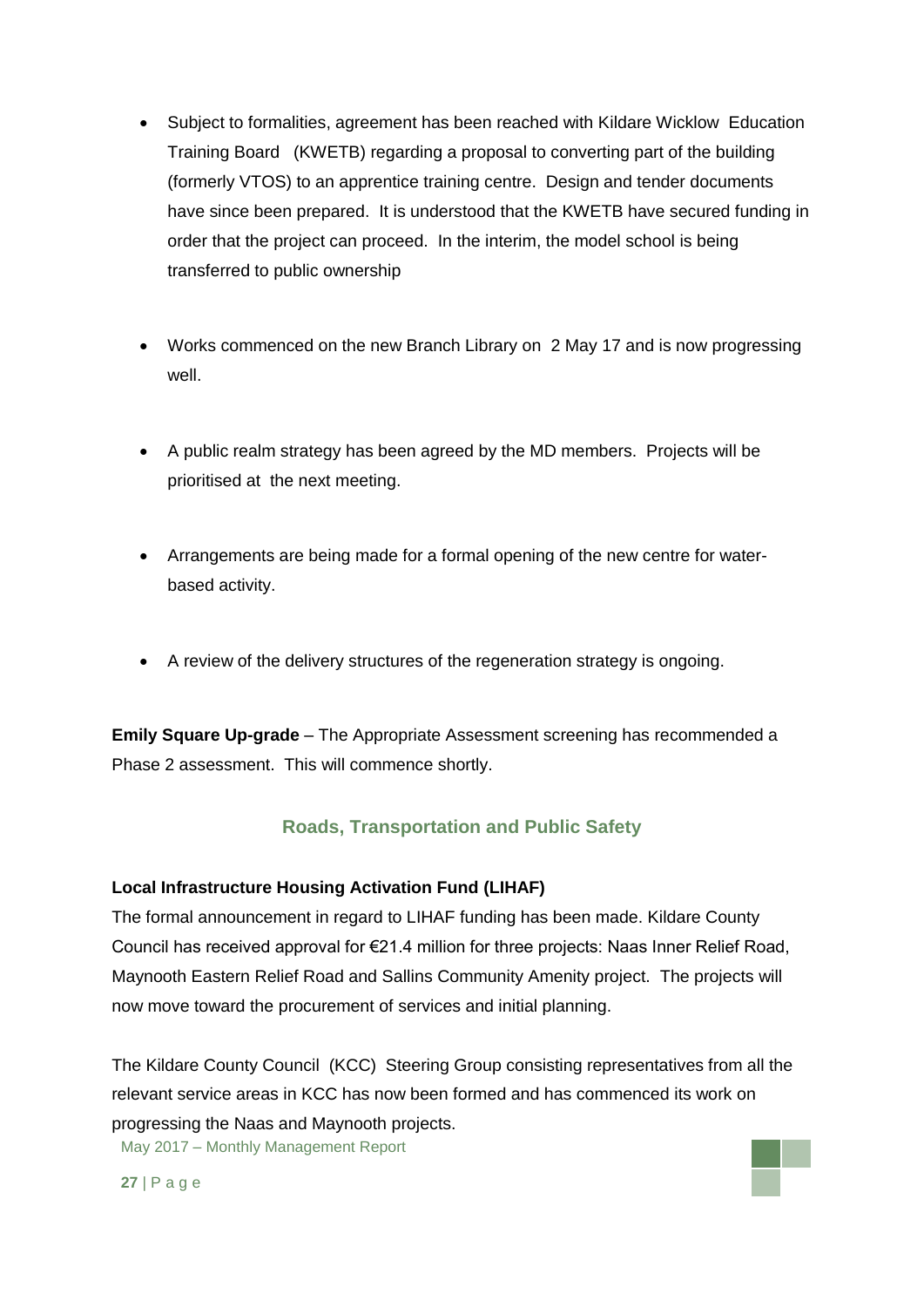- Subject to formalities, agreement has been reached with Kildare Wicklow Education Training Board (KWETB) regarding a proposal to converting part of the building (formerly VTOS) to an apprentice training centre. Design and tender documents have since been prepared. It is understood that the KWETB have secured funding in order that the project can proceed. In the interim, the model school is being transferred to public ownership

- Works commenced on the new Branch Library on 2 May 17 and is now progressing well.

- A public realm strategy has been agreed by the MD members. Projects will be prioritised at the next meeting.

- Arrangements are being made for a formal opening of the new centre for water-based activity.

- A review of the delivery structures of the regeneration strategy is ongoing.

**Emily Square Up-grade** – The Appropriate Assessment screening has recommended a Phase 2 assessment. This will commence shortly.

## Roads, Transportation and Public Safety

**Local Infrastructure Housing Activation Fund (LIHAF)**

The formal announcement in regard to LIHAF funding has been made. Kildare County Council has received approval for €21.4 million for three projects: Naas Inner Relief Road, Maynooth Eastern Relief Road and Sallins Community Amenity project. The projects will now move toward the procurement of services and initial planning.

The Kildare County Council (KCC) Steering Group consisting representatives from all the relevant service areas in KCC has now been formed and has commenced its work on progressing the Naas and Maynooth projects.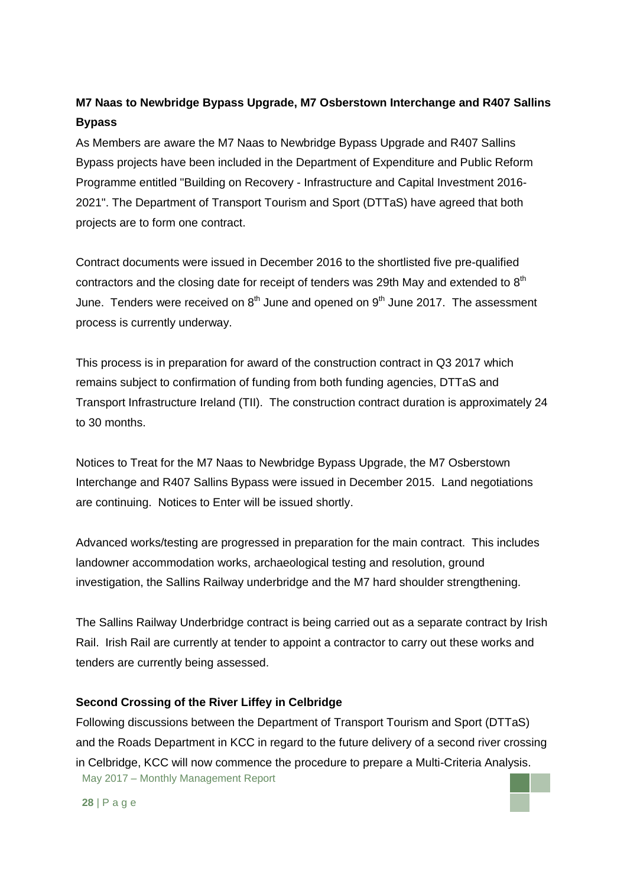**M7 Naas to Newbridge Bypass Upgrade, M7 Osberstown Interchange and R407 Sallins Bypass**

As Members are aware the M7 Naas to Newbridge Bypass Upgrade and R407 Sallins Bypass projects have been included in the Department of Expenditure and Public Reform Programme entitled "Building on Recovery - Infrastructure and Capital Investment 2016-2021". The Department of Transport Tourism and Sport (DTTaS) have agreed that both projects are to form one contract.

Contract documents were issued in December 2016 to the shortlisted five pre-qualified contractors and the closing date for receipt of tenders was 29th May and extended to 8th June. Tenders were received on 8th June and opened on 9th June 2017. The assessment process is currently underway.

This process is in preparation for award of the construction contract in Q3 2017 which remains subject to confirmation of funding from both funding agencies, DTTaS and Transport Infrastructure Ireland (TII). The construction contract duration is approximately 24 to 30 months.

Notices to Treat for the M7 Naas to Newbridge Bypass Upgrade, the M7 Osberstown Interchange and R407 Sallins Bypass were issued in December 2015. Land negotiations are continuing. Notices to Enter will be issued shortly.

Advanced works/testing are progressed in preparation for the main contract. This includes landowner accommodation works, archaeological testing and resolution, ground investigation, the Sallins Railway underbridge and the M7 hard shoulder strengthening.

The Sallins Railway Underbridge contract is being carried out as a separate contract by Irish Rail. Irish Rail are currently at tender to appoint a contractor to carry out these works and tenders are currently being assessed.

**Second Crossing of the River Liffey in Celbridge**

Following discussions between the Department of Transport Tourism and Sport (DTTaS) and the Roads Department in KCC in regard to the future delivery of a second river crossing in Celbridge, KCC will now commence the procedure to prepare a Multi-Criteria Analysis.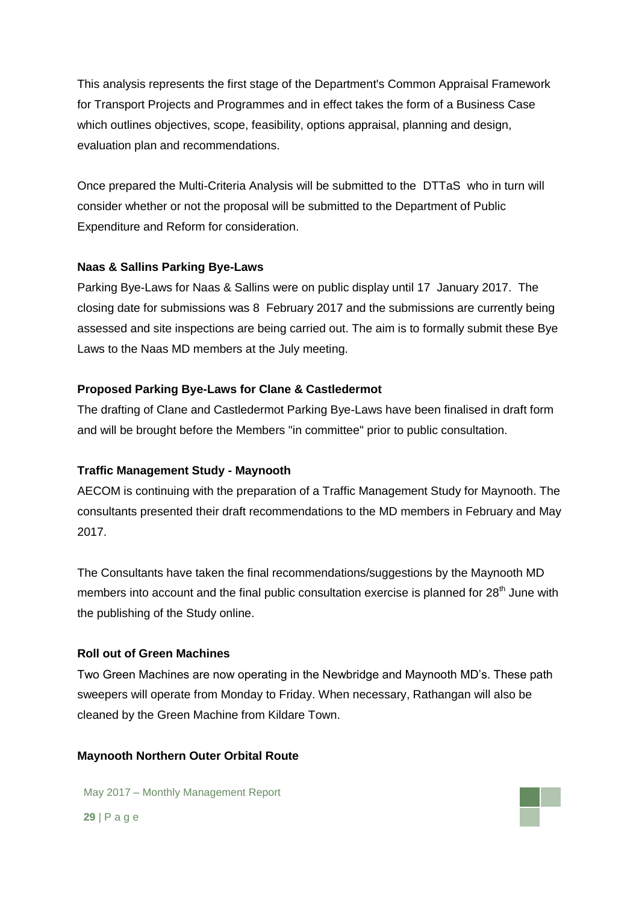This analysis represents the first stage of the Department's Common Appraisal Framework for Transport Projects and Programmes and in effect takes the form of a Business Case which outlines objectives, scope, feasibility, options appraisal, planning and design, evaluation plan and recommendations.

Once prepared the Multi-Criteria Analysis will be submitted to the DTTaS who in turn will consider whether or not the proposal will be submitted to the Department of Public Expenditure and Reform for consideration.

**Naas & Sallins Parking Bye-Laws**

Parking Bye-Laws for Naas & Sallins were on public display until 17 January 2017. The closing date for submissions was 8 February 2017 and the submissions are currently being assessed and site inspections are being carried out. The aim is to formally submit these Bye Laws to the Naas MD members at the July meeting.

**Proposed Parking Bye-Laws for Clane & Castledermot**

The drafting of Clane and Castledermot Parking Bye-Laws have been finalised in draft form and will be brought before the Members "in committee" prior to public consultation.

**Traffic Management Study - Maynooth**

AECOM is continuing with the preparation of a Traffic Management Study for Maynooth. The consultants presented their draft recommendations to the MD members in February and May 2017.

The Consultants have taken the final recommendations/suggestions by the Maynooth MD members into account and the final public consultation exercise is planned for 28th June with the publishing of the Study online.

**Roll out of Green Machines**

Two Green Machines are now operating in the Newbridge and Maynooth MD's. These path sweepers will operate from Monday to Friday. When necessary, Rathangan will also be cleaned by the Green Machine from Kildare Town.

**Maynooth Northern Outer Orbital Route**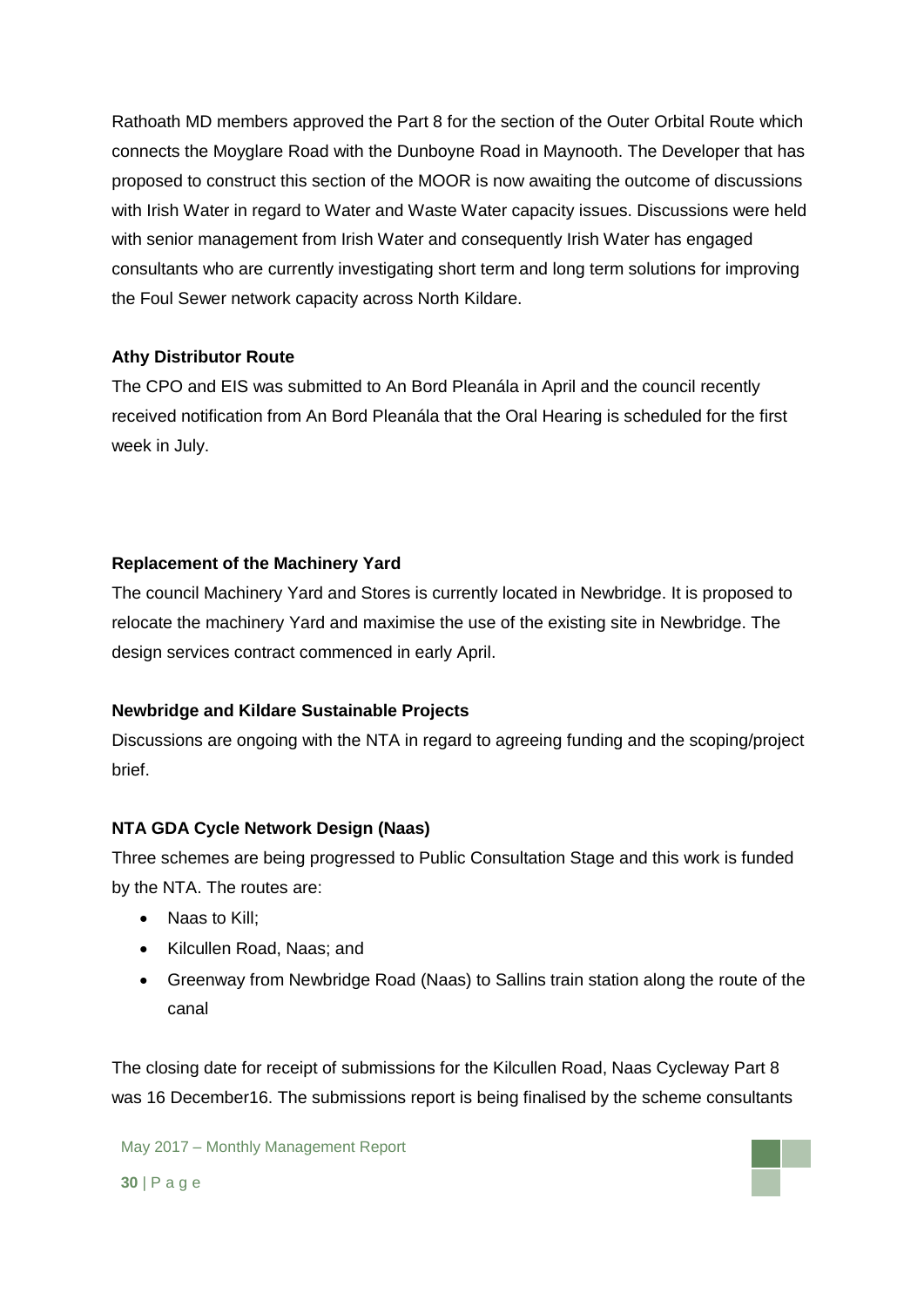Rathoath MD members approved the Part 8 for the section of the Outer Orbital Route which connects the Moyglare Road with the Dunboyne Road in Maynooth. The Developer that has proposed to construct this section of the MOOR is now awaiting the outcome of discussions with Irish Water in regard to Water and Waste Water capacity issues. Discussions were held with senior management from Irish Water and consequently Irish Water has engaged consultants who are currently investigating short term and long term solutions for improving the Foul Sewer network capacity across North Kildare.

**Athy Distributor Route**

The CPO and EIS was submitted to An Bord Pleanála in April and the council recently received notification from An Bord Pleanála that the Oral Hearing is scheduled for the first week in July.

**Replacement of the Machinery Yard**

The council Machinery Yard and Stores is currently located in Newbridge. It is proposed to relocate the machinery Yard and maximise the use of the existing site in Newbridge. The design services contract commenced in early April.

**Newbridge and Kildare Sustainable Projects**

Discussions are ongoing with the NTA in regard to agreeing funding and the scoping/project brief.

**NTA GDA Cycle Network Design (Naas)**

Three schemes are being progressed to Public Consultation Stage and this work is funded by the NTA. The routes are:

- Naas to Kill;
- Kilcullen Road, Naas; and
- Greenway from Newbridge Road (Naas) to Sallins train station along the route of the canal

The closing date for receipt of submissions for the Kilcullen Road, Naas Cycleway Part 8 was 16 December16. The submissions report is being finalised by the scheme consultants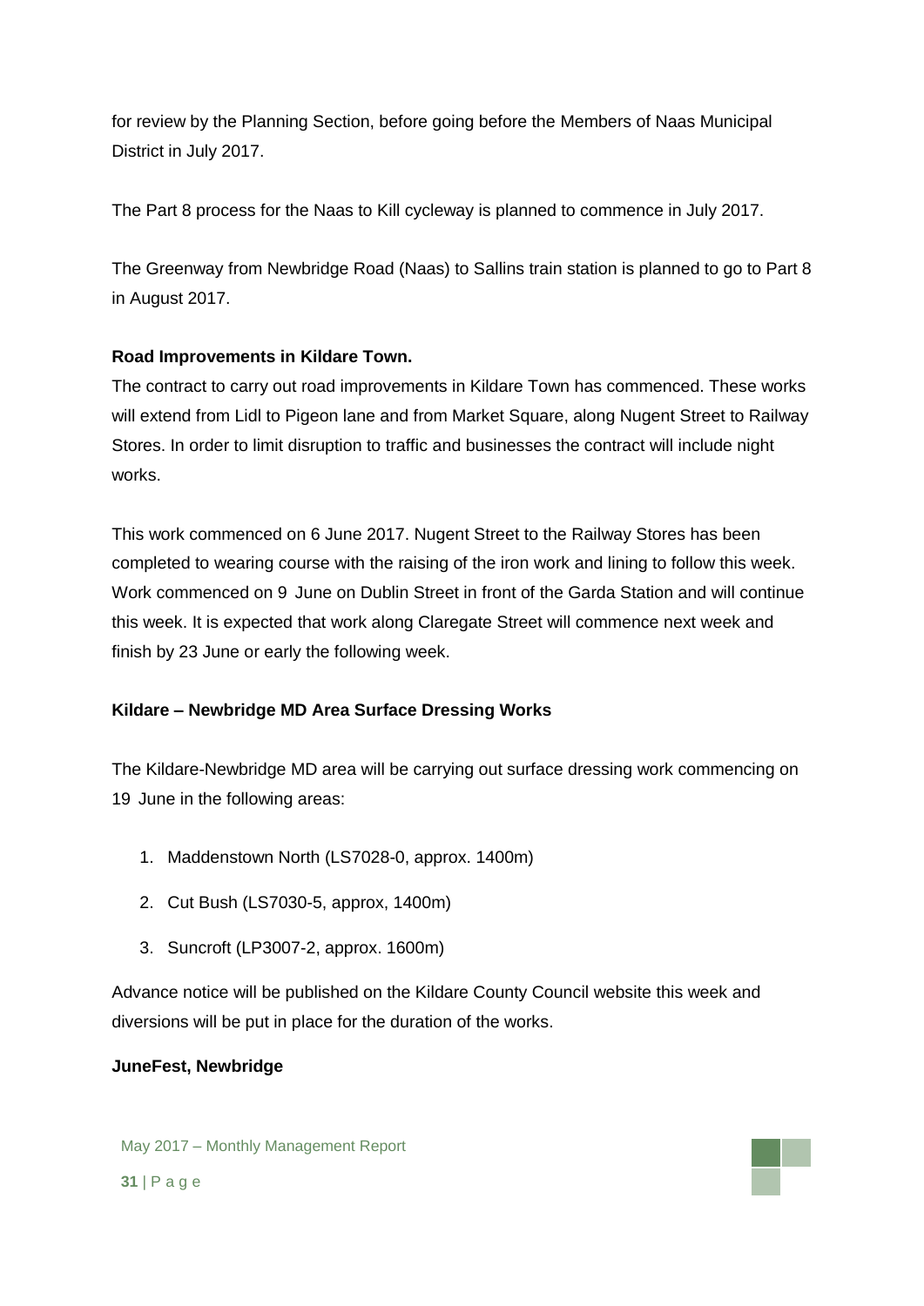for review by the Planning Section, before going before the Members of Naas Municipal District in July 2017.

The Part 8 process for the Naas to Kill cycleway is planned to commence in July 2017.

The Greenway from Newbridge Road (Naas) to Sallins train station is planned to go to Part 8 in August 2017.

**Road Improvements in Kildare Town.**

The contract to carry out road improvements in Kildare Town has commenced. These works will extend from Lidl to Pigeon lane and from Market Square, along Nugent Street to Railway Stores. In order to limit disruption to traffic and businesses the contract will include night works.

This work commenced on 6 June 2017. Nugent Street to the Railway Stores has been completed to wearing course with the raising of the iron work and lining to follow this week. Work commenced on 9 June on Dublin Street in front of the Garda Station and will continue this week. It is expected that work along Claregate Street will commence next week and finish by 23 June or early the following week.

**Kildare – Newbridge MD Area Surface Dressing Works**

The Kildare-Newbridge MD area will be carrying out surface dressing work commencing on 19 June in the following areas:

1. Maddenstown North (LS7028-0, approx. 1400m)
2. Cut Bush (LS7030-5, approx, 1400m)
3. Suncroft (LP3007-2, approx. 1600m)

Advance notice will be published on the Kildare County Council website this week and diversions will be put in place for the duration of the works.

**JuneFest, Newbridge**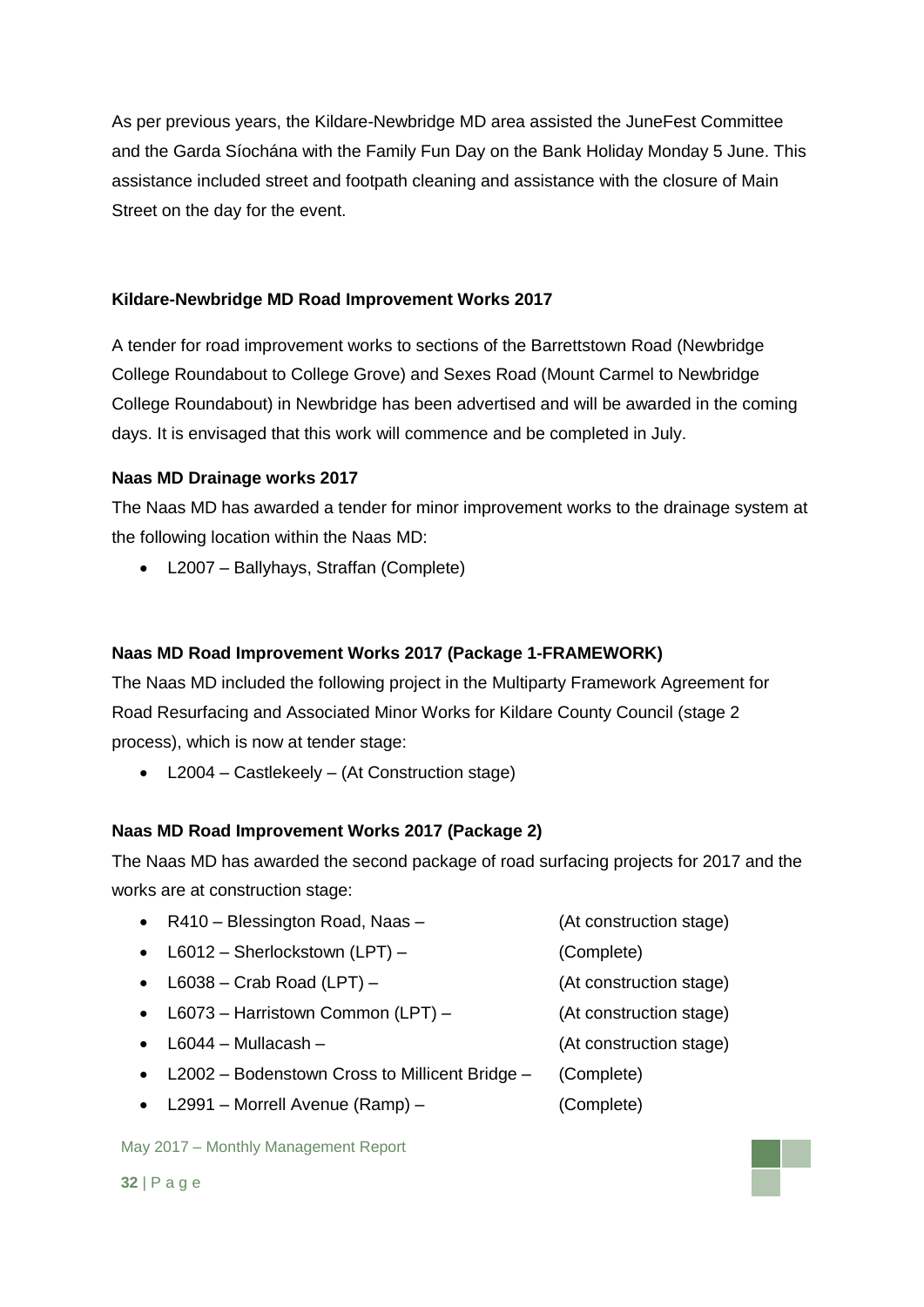As per previous years, the Kildare-Newbridge MD area assisted the JuneFest Committee and the Garda Síochána with the Family Fun Day on the Bank Holiday Monday 5 June. This assistance included street and footpath cleaning and assistance with the closure of Main Street on the day for the event.

**Kildare-Newbridge MD Road Improvement Works 2017**

A tender for road improvement works to sections of the Barrettstown Road (Newbridge College Roundabout to College Grove) and Sexes Road (Mount Carmel to Newbridge College Roundabout) in Newbridge has been advertised and will be awarded in the coming days. It is envisaged that this work will commence and be completed in July.

**Naas MD Drainage works 2017**

The Naas MD has awarded a tender for minor improvement works to the drainage system at the following location within the Naas MD:

- L2007 – Ballyhays, Straffan (Complete)

**Naas MD Road Improvement Works 2017 (Package 1-FRAMEWORK)**

The Naas MD included the following project in the Multiparty Framework Agreement for Road Resurfacing and Associated Minor Works for Kildare County Council (stage 2 process), which is now at tender stage:

- L2004 – Castlekeely – (At Construction stage)

**Naas MD Road Improvement Works 2017 (Package 2)**

The Naas MD has awarded the second package of road surfacing projects for 2017 and the works are at construction stage:

- R410 – Blessington Road, Naas – (At construction stage)
- L6012 – Sherlockstown (LPT) – (Complete)
- L6038 – Crab Road (LPT) – (At construction stage)
- L6073 – Harristown Common (LPT) – (At construction stage)
- L6044 – Mullacash – (At construction stage)
- L2002 – Bodenstown Cross to Millicent Bridge – (Complete)
- L2991 – Morrell Avenue (Ramp) – (Complete)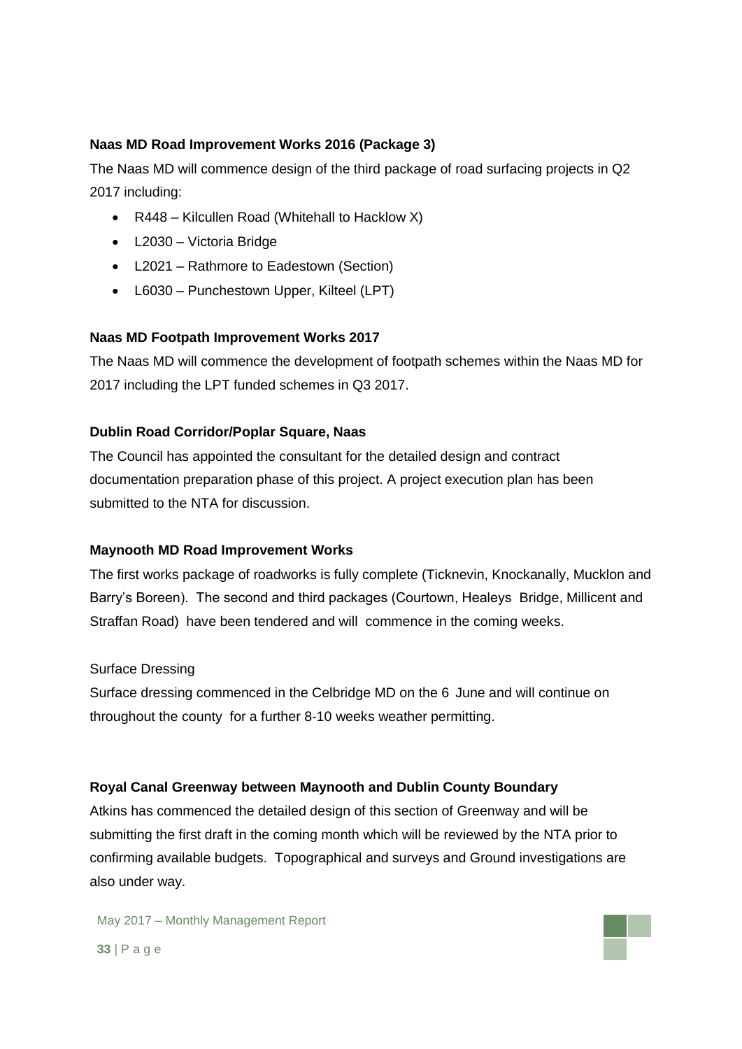**Naas MD Road Improvement Works 2016 (Package 3)**

The Naas MD will commence design of the third package of road surfacing projects in Q2 2017 including:

- R448 – Kilcullen Road (Whitehall to Hacklow X)
- L2030 – Victoria Bridge
- L2021 – Rathmore to Eadestown (Section)
- L6030 – Punchestown Upper, Kilteel (LPT)

**Naas MD Footpath Improvement Works 2017**

The Naas MD will commence the development of footpath schemes within the Naas MD for 2017 including the LPT funded schemes in Q3 2017.

**Dublin Road Corridor/Poplar Square, Naas**

The Council has appointed the consultant for the detailed design and contract documentation preparation phase of this project. A project execution plan has been submitted to the NTA for discussion.

**Maynooth MD Road Improvement Works**

The first works package of roadworks is fully complete (Ticknevin, Knockanally, Mucklon and Barry's Boreen). The second and third packages (Courtown, Healeys Bridge, Millicent and Straffan Road) have been tendered and will commence in the coming weeks.

Surface Dressing

Surface dressing commenced in the Celbridge MD on the 6 June and will continue on throughout the county for a further 8-10 weeks weather permitting.

**Royal Canal Greenway between Maynooth and Dublin County Boundary**

Atkins has commenced the detailed design of this section of Greenway and will be submitting the first draft in the coming month which will be reviewed by the NTA prior to confirming available budgets. Topographical and surveys and Ground investigations are also under way.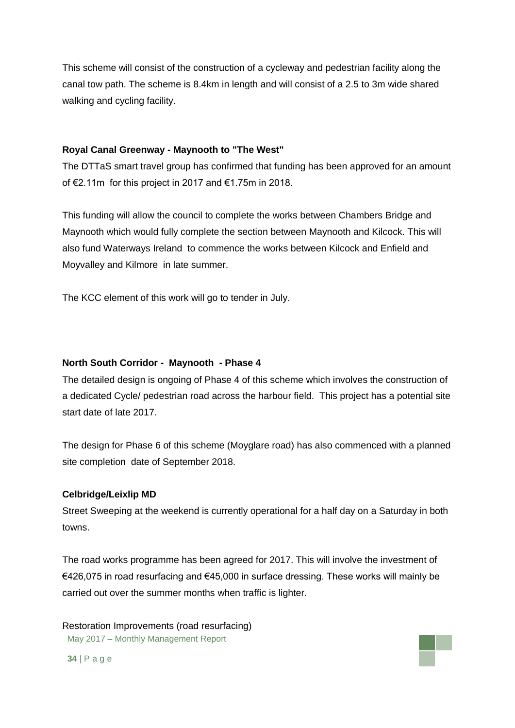This scheme will consist of the construction of a cycleway and pedestrian facility along the canal tow path. The scheme is 8.4km in length and will consist of a 2.5 to 3m wide shared walking and cycling facility.

**Royal Canal Greenway - Maynooth to "The West"**

The DTTaS smart travel group has confirmed that funding has been approved for an amount of €2.11m for this project in 2017 and €1.75m in 2018.

This funding will allow the council to complete the works between Chambers Bridge and Maynooth which would fully complete the section between Maynooth and Kilcock. This will also fund Waterways Ireland to commence the works between Kilcock and Enfield and Moyvalley and Kilmore in late summer.

The KCC element of this work will go to tender in July.

**North South Corridor - Maynooth - Phase 4**

The detailed design is ongoing of Phase 4 of this scheme which involves the construction of a dedicated Cycle/ pedestrian road across the harbour field. This project has a potential site start date of late 2017.

The design for Phase 6 of this scheme (Moyglare road) has also commenced with a planned site completion date of September 2018.

**Celbridge/Leixlip MD**

Street Sweeping at the weekend is currently operational for a half day on a Saturday in both towns.

The road works programme has been agreed for 2017. This will involve the investment of €426,075 in road resurfacing and €45,000 in surface dressing. These works will mainly be carried out over the summer months when traffic is lighter.

Restoration Improvements (road resurfacing)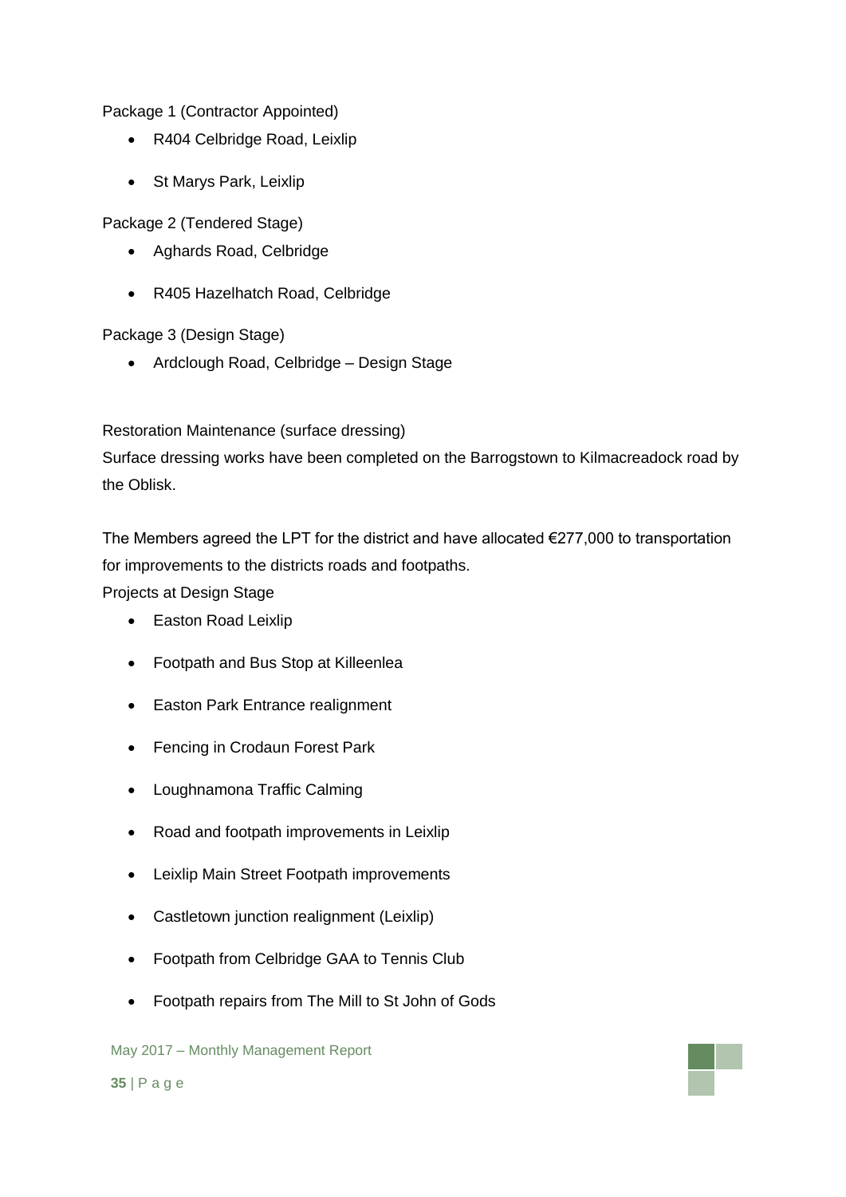Package 1 (Contractor Appointed)

- R404 Celbridge Road, Leixlip
- St Marys Park, Leixlip

Package 2 (Tendered Stage)

- Aghards Road, Celbridge
- R405 Hazelhatch Road, Celbridge

Package 3 (Design Stage)

- Ardclough Road, Celbridge – Design Stage

Restoration Maintenance (surface dressing)
Surface dressing works have been completed on the Barrogstown to Kilmacreadock road by the Oblisk.

The Members agreed the LPT for the district and have allocated €277,000 to transportation for improvements to the districts roads and footpaths.
Projects at Design Stage

- Easton Road Leixlip
- Footpath and Bus Stop at Killeenlea
- Easton Park Entrance realignment
- Fencing in Crodaun Forest Park
- Loughnamona Traffic Calming
- Road and footpath improvements in Leixlip
- Leixlip Main Street Footpath improvements
- Castletown junction realignment (Leixlip)
- Footpath from Celbridge GAA to Tennis Club
- Footpath repairs from The Mill to St John of Gods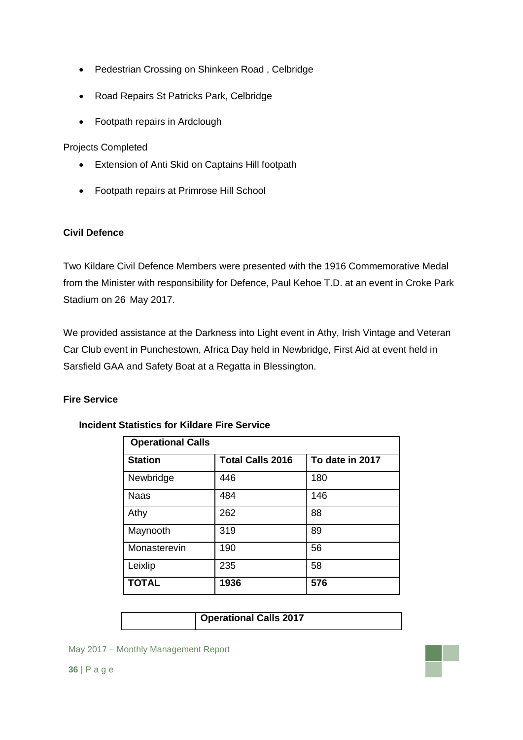- Pedestrian Crossing on Shinkeen Road , Celbridge
- Road Repairs St Patricks Park, Celbridge
- Footpath repairs in Ardclough

Projects Completed

- Extension of Anti Skid on Captains Hill footpath
- Footpath repairs at Primrose Hill School

**Civil Defence**

Two Kildare Civil Defence Members were presented with the 1916 Commemorative Medal from the Minister with responsibility for Defence, Paul Kehoe T.D. at an event in Croke Park Stadium on 26 May 2017.

We provided assistance at the Darkness into Light event in Athy, Irish Vintage and Veteran Car Club event in Punchestown, Africa Day held in Newbridge, First Aid at event held in Sarsfield GAA and Safety Boat at a Regatta in Blessington.

**Fire Service**

**Incident Statistics for Kildare Fire Service**

| **Operational Calls** | | |
|---|---|---|
| **Station** | **Total Calls 2016** | **To date in 2017** |
| Newbridge | 446 | 180 |
| Naas | 484 | 146 |
| Athy | 262 | 88 |
| Maynooth | 319 | 89 |
| Monasterevin | 190 | 56 |
| Leixlip | 235 | 58 |
| **TOTAL** | **1936** | **576** |

| | **Operational Calls 2017** |
|---|---|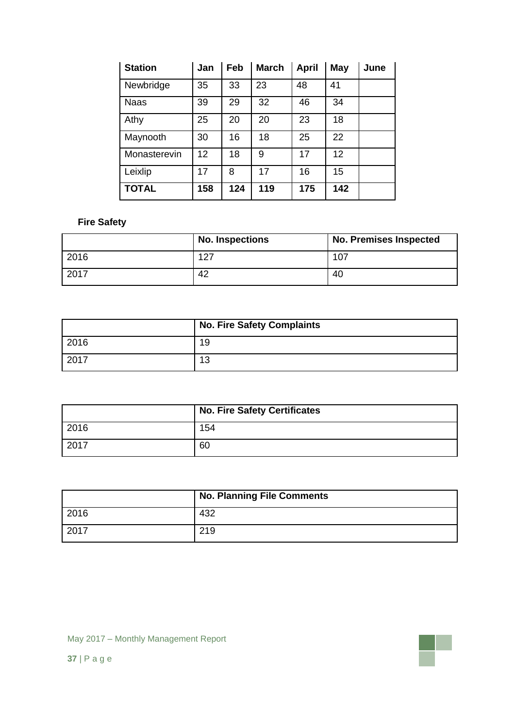| Station | Jan | Feb | March | April | May | June |
| --- | --- | --- | --- | --- | --- | --- |
| Newbridge | 35 | 33 | 23 | 48 | 41 | |
| Naas | 39 | 29 | 32 | 46 | 34 | |
| Athy | 25 | 20 | 20 | 23 | 18 | |
| Maynooth | 30 | 16 | 18 | 25 | 22 | |
| Monasterevin | 12 | 18 | 9 | 17 | 12 | |
| Leixlip | 17 | 8 | 17 | 16 | 15 | |
| **TOTAL** | **158** | **124** | **119** | **175** | **142** | |

**Fire Safety**

| | No. Inspections | No. Premises Inspected |
| --- | --- | --- |
| 2016 | 127 | 107 |
| 2017 | 42 | 40 |

| | No. Fire Safety Complaints |
| --- | --- |
| 2016 | 19 |
| 2017 | 13 |

| | No. Fire Safety Certificates |
| --- | --- |
| 2016 | 154 |
| 2017 | 60 |

| | No. Planning File Comments |
| --- | --- |
| 2016 | 432 |
| 2017 | 219 |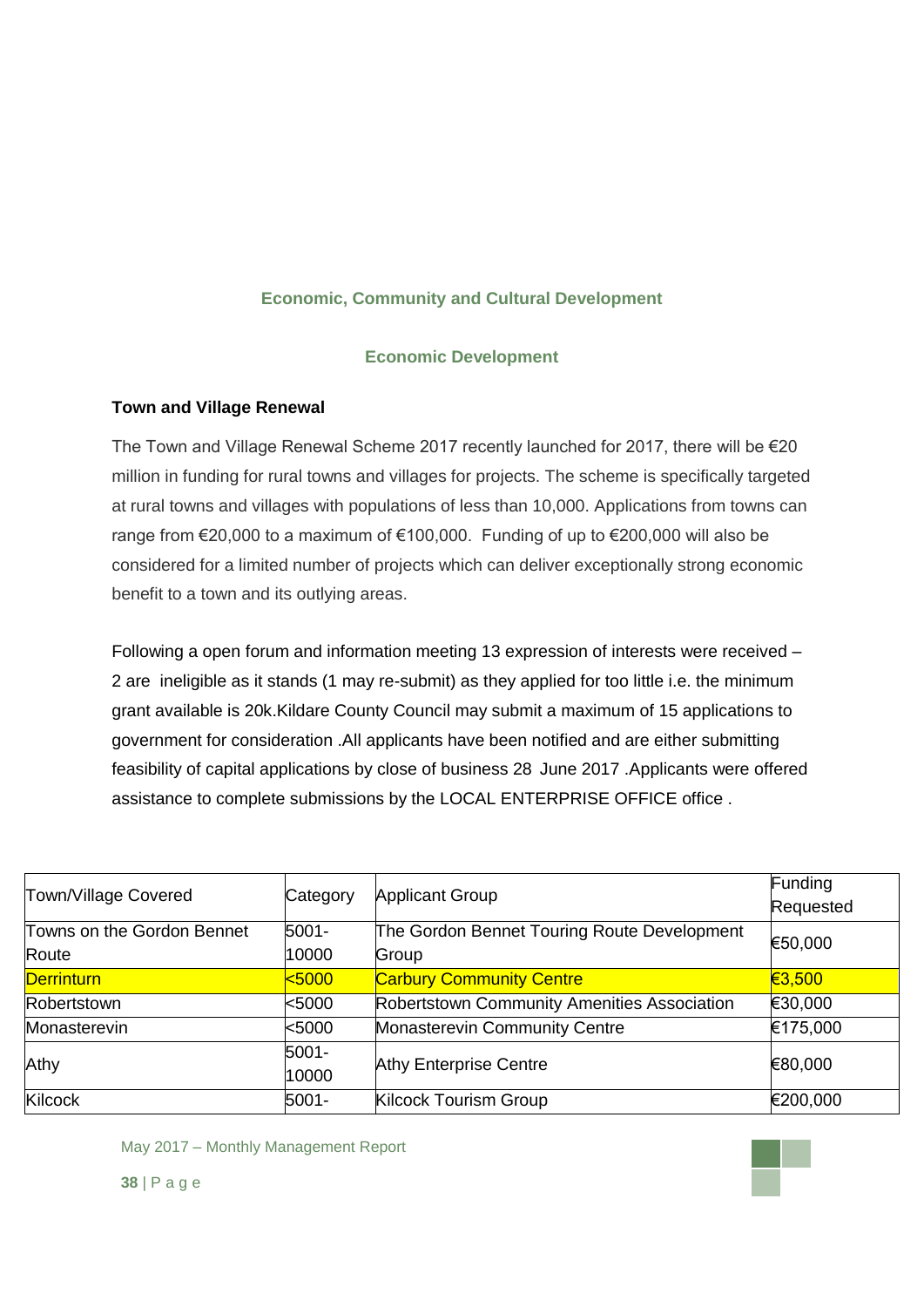## Economic, Community and Cultural Development

### Economic Development

**Town and Village Renewal**

The Town and Village Renewal Scheme 2017 recently launched for 2017, there will be €20 million in funding for rural towns and villages for projects. The scheme is specifically targeted at rural towns and villages with populations of less than 10,000. Applications from towns can range from €20,000 to a maximum of €100,000. Funding of up to €200,000 will also be considered for a limited number of projects which can deliver exceptionally strong economic benefit to a town and its outlying areas.

Following a open forum and information meeting 13 expression of interests were received – 2 are ineligible as it stands (1 may re-submit) as they applied for too little i.e. the minimum grant available is 20k.Kildare County Council may submit a maximum of 15 applications to government for consideration .All applicants have been notified and are either submitting feasibility of capital applications by close of business 28 June 2017 .Applicants were offered assistance to complete submissions by the LOCAL ENTERPRISE OFFICE office .

| Town/Village Covered | Category | Applicant Group | Funding Requested |
|---|---|---|---|
| Towns on the Gordon Bennet Route | 5001-10000 | The Gordon Bennet Touring Route Development Group | €50,000 |
| Derrinturn | <5000 | Carbury Community Centre | €3,500 |
| Robertstown | <5000 | Robertstown Community Amenities Association | €30,000 |
| Monasterevin | <5000 | Monasterevin Community Centre | €175,000 |
| Athy | 5001-10000 | Athy Enterprise Centre | €80,000 |
| Kilcock | 5001- | Kilcock Tourism Group | €200,000 |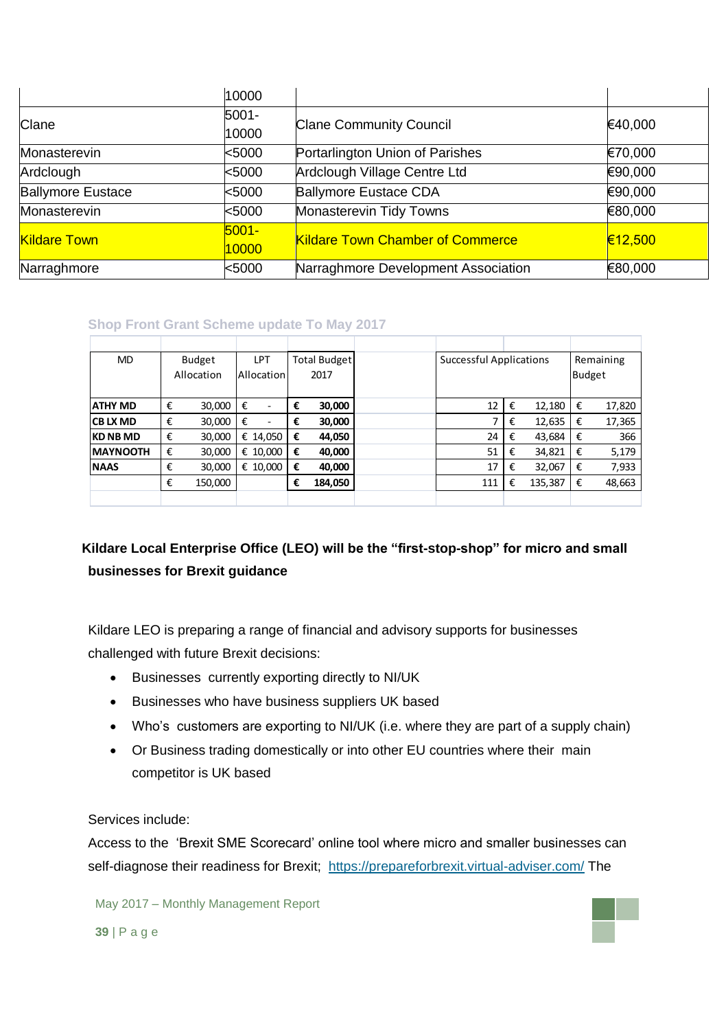|  | 10000 |  |  |
|---|---|---|---|
| Clane | 5001-10000 | Clane Community Council | €40,000 |
| Monasterevin | <5000 | Portarlington Union of Parishes | €70,000 |
| Ardclough | <5000 | Ardclough Village Centre Ltd | €90,000 |
| Ballymore Eustace | <5000 | Ballymore Eustace CDA | €90,000 |
| Monasterevin | <5000 | Monasterevin Tidy Towns | €80,000 |
| Kildare Town | 5001-10000 | Kildare Town Chamber of Commerce | €12,500 |
| Narraghmore | <5000 | Narraghmore Development Association | €80,000 |

### Shop Front Grant Scheme update To May 2017

| MD | Budget Allocation | LPT Allocation | Total Budget 2017 | Successful Applications | | Remaining Budget |
|---|---|---|---|---|---|---|
| **ATHY MD** | € 30,000 | € - | **€ 30,000** | 12 | € 12,180 | € 17,820 |
| **CB LX MD** | € 30,000 | € - | **€ 30,000** | 7 | € 12,635 | € 17,365 |
| **KD NB MD** | € 30,000 | € 14,050 | **€ 44,050** | 24 | € 43,684 | € 366 |
| **MAYNOOTH** | € 30,000 | € 10,000 | **€ 40,000** | 51 | € 34,821 | € 5,179 |
| **NAAS** | € 30,000 | € 10,000 | **€ 40,000** | 17 | € 32,067 | € 7,933 |
|  | € 150,000 |  | **€ 184,050** | 111 | € 135,387 | € 48,663 |

**Kildare Local Enterprise Office (LEO) will be the "first-stop-shop" for micro and small businesses for Brexit guidance**

Kildare LEO is preparing a range of financial and advisory supports for businesses challenged with future Brexit decisions:

- Businesses currently exporting directly to NI/UK
- Businesses who have business suppliers UK based
- Who's customers are exporting to NI/UK (i.e. where they are part of a supply chain)
- Or Business trading domestically or into other EU countries where their main competitor is UK based

Services include:

Access to the 'Brexit SME Scorecard' online tool where micro and smaller businesses can self-diagnose their readiness for Brexit; https://prepareforbrexit.virtual-adviser.com/ The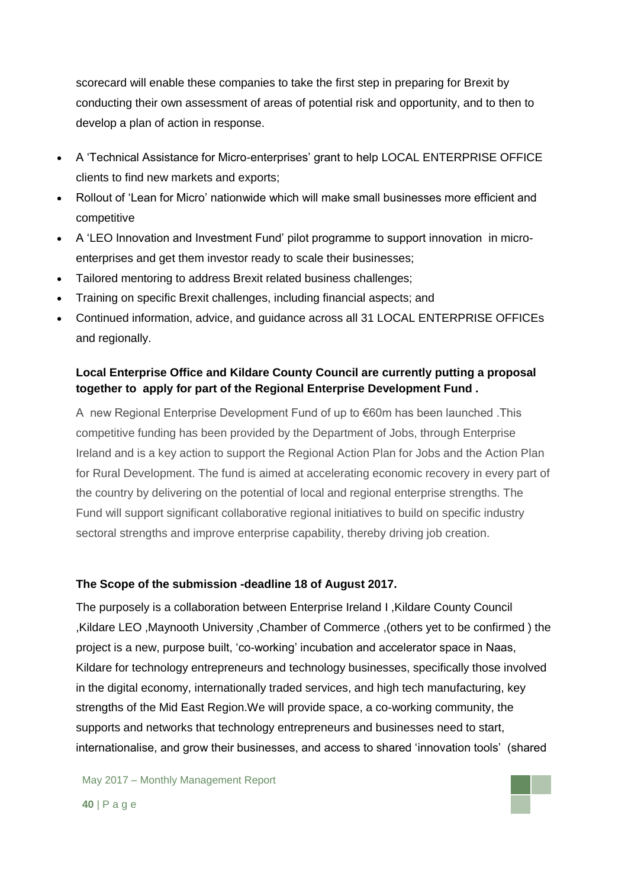scorecard will enable these companies to take the first step in preparing for Brexit by conducting their own assessment of areas of potential risk and opportunity, and to then to develop a plan of action in response.

- A 'Technical Assistance for Micro-enterprises' grant to help LOCAL ENTERPRISE OFFICE clients to find new markets and exports;
- Rollout of 'Lean for Micro' nationwide which will make small businesses more efficient and competitive
- A 'LEO Innovation and Investment Fund' pilot programme to support innovation in micro-enterprises and get them investor ready to scale their businesses;
- Tailored mentoring to address Brexit related business challenges;
- Training on specific Brexit challenges, including financial aspects; and
- Continued information, advice, and guidance across all 31 LOCAL ENTERPRISE OFFICEs and regionally.

**Local Enterprise Office and Kildare County Council are currently putting a proposal together to apply for part of the Regional Enterprise Development Fund .**

A new Regional Enterprise Development Fund of up to €60m has been launched .This competitive funding has been provided by the Department of Jobs, through Enterprise Ireland and is a key action to support the Regional Action Plan for Jobs and the Action Plan for Rural Development. The fund is aimed at accelerating economic recovery in every part of the country by delivering on the potential of local and regional enterprise strengths. The Fund will support significant collaborative regional initiatives to build on specific industry sectoral strengths and improve enterprise capability, thereby driving job creation.

**The Scope of the submission -deadline 18 of August 2017.**

The purposely is a collaboration between Enterprise Ireland I ,Kildare County Council ,Kildare LEO ,Maynooth University ,Chamber of Commerce ,(others yet to be confirmed ) the project is a new, purpose built, 'co-working' incubation and accelerator space in Naas, Kildare for technology entrepreneurs and technology businesses, specifically those involved in the digital economy, internationally traded services, and high tech manufacturing, key strengths of the Mid East Region.We will provide space, a co-working community, the supports and networks that technology entrepreneurs and businesses need to start, internationalise, and grow their businesses, and access to shared 'innovation tools' (shared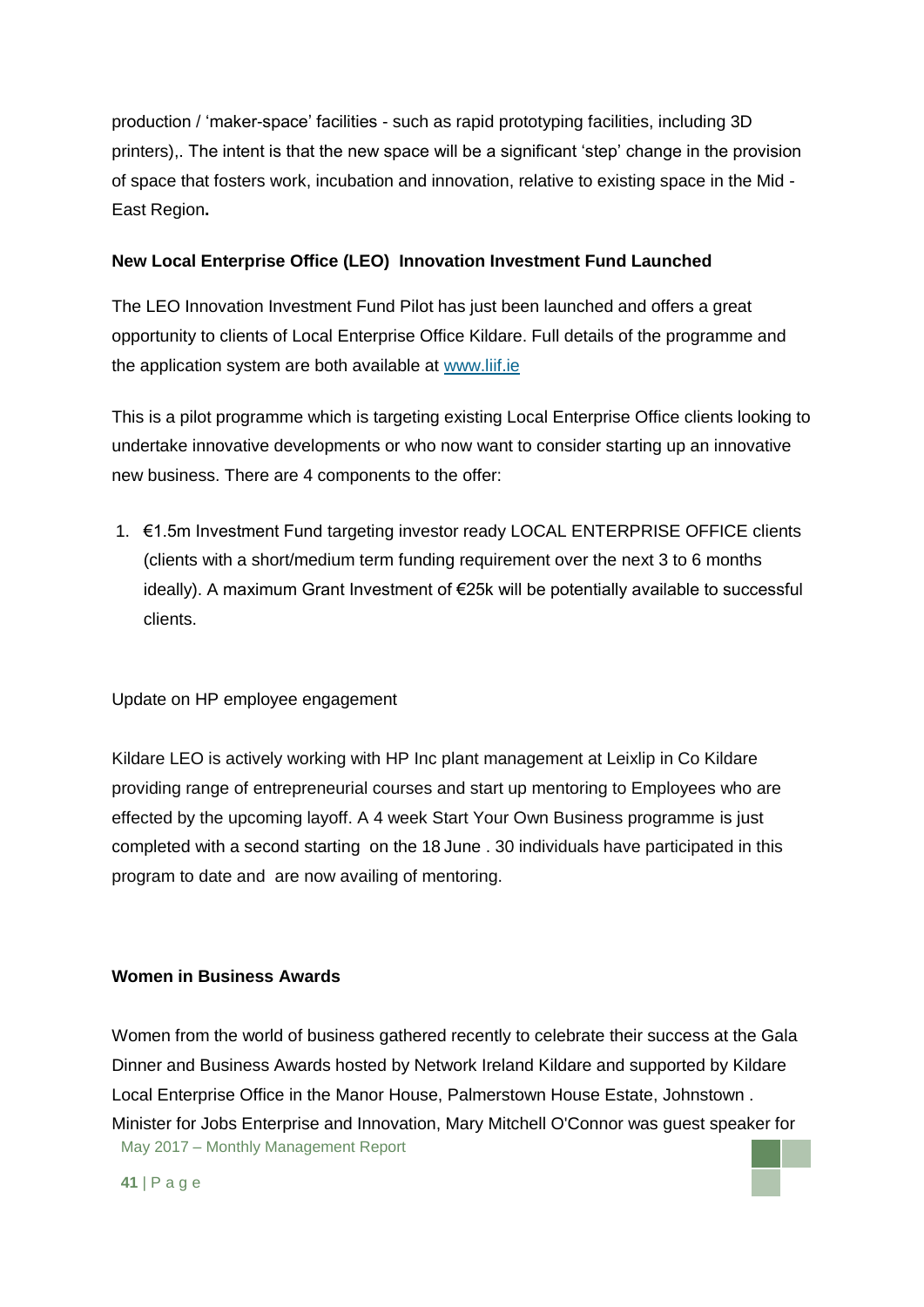production / 'maker-space' facilities - such as rapid prototyping facilities, including 3D printers),. The intent is that the new space will be a significant 'step' change in the provision of space that fosters work, incubation and innovation, relative to existing space in the Mid - East Region**.**

**New Local Enterprise Office (LEO) Innovation Investment Fund Launched**

The LEO Innovation Investment Fund Pilot has just been launched and offers a great opportunity to clients of Local Enterprise Office Kildare. Full details of the programme and the application system are both available at [www.liif.ie](www.liif.ie)

This is a pilot programme which is targeting existing Local Enterprise Office clients looking to undertake innovative developments or who now want to consider starting up an innovative new business. There are 4 components to the offer:

1. €1.5m Investment Fund targeting investor ready LOCAL ENTERPRISE OFFICE clients (clients with a short/medium term funding requirement over the next 3 to 6 months ideally). A maximum Grant Investment of €25k will be potentially available to successful clients.

Update on HP employee engagement

Kildare LEO is actively working with HP Inc plant management at Leixlip in Co Kildare providing range of entrepreneurial courses and start up mentoring to Employees who are effected by the upcoming layoff. A 4 week Start Your Own Business programme is just completed with a second starting on the 18 June . 30 individuals have participated in this program to date and are now availing of mentoring.

**Women in Business Awards**

Women from the world of business gathered recently to celebrate their success at the Gala Dinner and Business Awards hosted by Network Ireland Kildare and supported by Kildare Local Enterprise Office in the Manor House, Palmerstown House Estate, Johnstown . Minister for Jobs Enterprise and Innovation, Mary Mitchell O'Connor was guest speaker for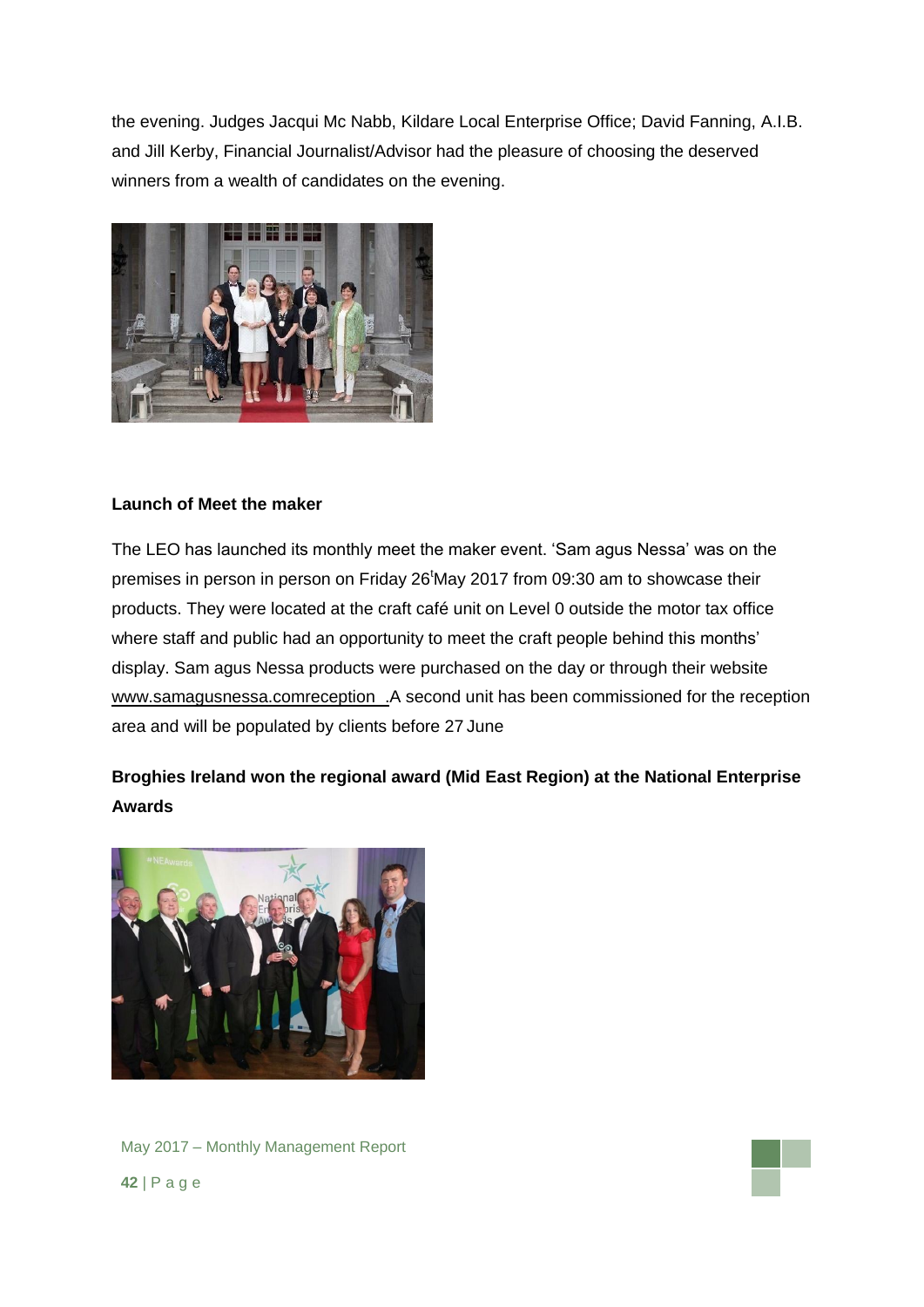the evening. Judges Jacqui Mc Nabb, Kildare Local Enterprise Office; David Fanning, A.I.B. and Jill Kerby, Financial Journalist/Advisor had the pleasure of choosing the deserved winners from a wealth of candidates on the evening.

**Launch of Meet the maker**

The LEO has launched its monthly meet the maker event. 'Sam agus Nessa' was on the premises in person in person on Friday 26'May 2017 from 09:30 am to showcase their products. They were located at the craft café unit on Level 0 outside the motor tax office where staff and public had an opportunity to meet the craft people behind this months' display. Sam agus Nessa products were purchased on the day or through their website www.samagusnessa.comreception .A second unit has been commissioned for the reception area and will be populated by clients before 27 June

**Broghies Ireland won the regional award (Mid East Region) at the National Enterprise Awards**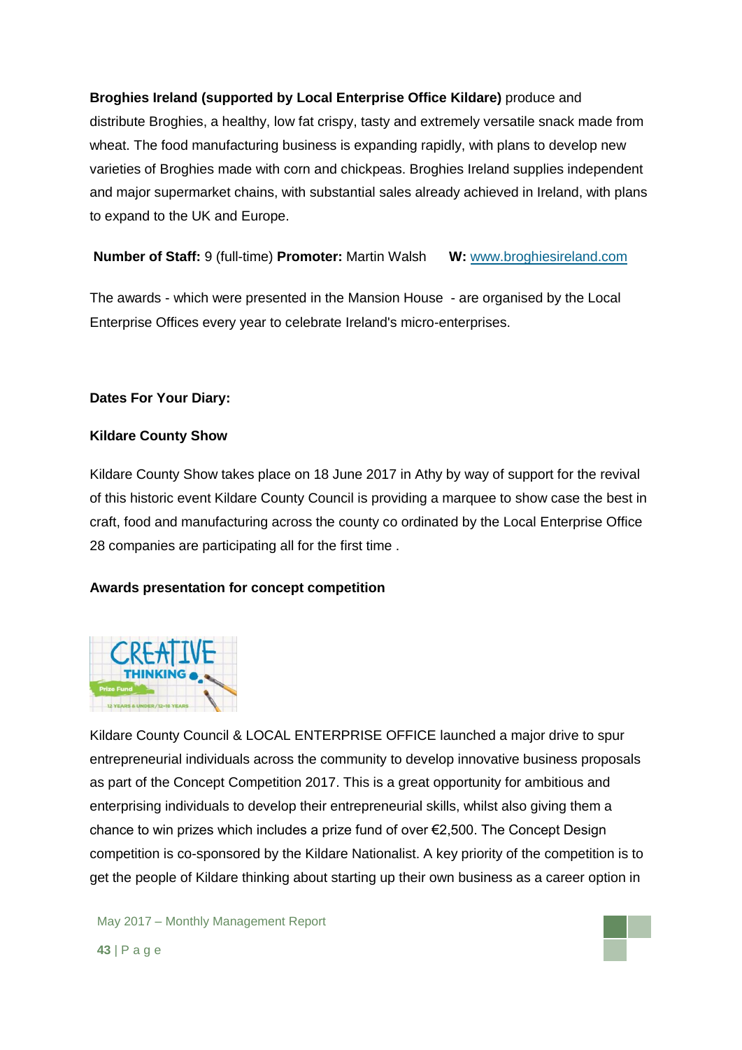**Broghies Ireland (supported by Local Enterprise Office Kildare)** produce and distribute Broghies, a healthy, low fat crispy, tasty and extremely versatile snack made from wheat. The food manufacturing business is expanding rapidly, with plans to develop new varieties of Broghies made with corn and chickpeas. Broghies Ireland supplies independent and major supermarket chains, with substantial sales already achieved in Ireland, with plans to expand to the UK and Europe.

**Number of Staff:** 9 (full-time) **Promoter:** Martin Walsh **W:** www.broghiesireland.com

The awards - which were presented in the Mansion House - are organised by the Local Enterprise Offices every year to celebrate Ireland's micro-enterprises.

**Dates For Your Diary:**

**Kildare County Show**

Kildare County Show takes place on 18 June 2017 in Athy by way of support for the revival of this historic event Kildare County Council is providing a marquee to show case the best in craft, food and manufacturing across the county co ordinated by the Local Enterprise Office 28 companies are participating all for the first time .

**Awards presentation for concept competition**

Kildare County Council & LOCAL ENTERPRISE OFFICE launched a major drive to spur entrepreneurial individuals across the community to develop innovative business proposals as part of the Concept Competition 2017. This is a great opportunity for ambitious and enterprising individuals to develop their entrepreneurial skills, whilst also giving them a chance to win prizes which includes a prize fund of over €2,500. The Concept Design competition is co-sponsored by the Kildare Nationalist. A key priority of the competition is to get the people of Kildare thinking about starting up their own business as a career option in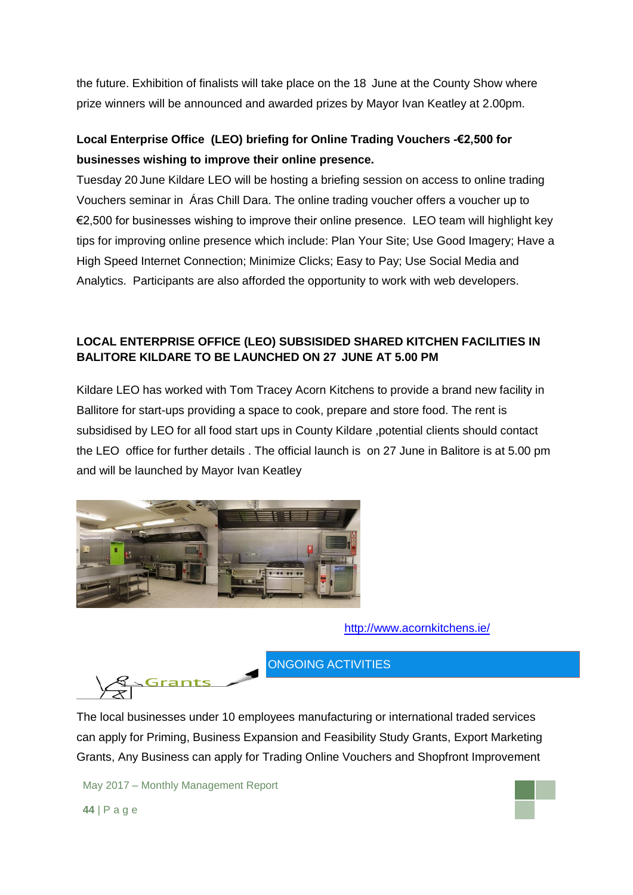the future. Exhibition of finalists will take place on the 18 June at the County Show where prize winners will be announced and awarded prizes by Mayor Ivan Keatley at 2.00pm.

**Local Enterprise Office (LEO) briefing for Online Trading Vouchers -€2,500 for businesses wishing to improve their online presence.**

Tuesday 20 June Kildare LEO will be hosting a briefing session on access to online trading Vouchers seminar in Áras Chill Dara. The online trading voucher offers a voucher up to €2,500 for businesses wishing to improve their online presence. LEO team will highlight key tips for improving online presence which include: Plan Your Site; Use Good Imagery; Have a High Speed Internet Connection; Minimize Clicks; Easy to Pay; Use Social Media and Analytics. Participants are also afforded the opportunity to work with web developers.

**LOCAL ENTERPRISE OFFICE (LEO) SUBSISIDED SHARED KITCHEN FACILITIES IN BALITORE KILDARE TO BE LAUNCHED ON 27 JUNE AT 5.00 PM**

Kildare LEO has worked with Tom Tracey Acorn Kitchens to provide a brand new facility in Ballitore for start-ups providing a space to cook, prepare and store food. The rent is subsidised by LEO for all food start ups in County Kildare ,potential clients should contact the LEO office for further details . The official launch is on 27 June in Balitore is at 5.00 pm and will be launched by Mayor Ivan Keatley

http://www.acornkitchens.ie/

Grants

## ONGOING ACTIVITIES

The local businesses under 10 employees manufacturing or international traded services can apply for Priming, Business Expansion and Feasibility Study Grants, Export Marketing Grants, Any Business can apply for Trading Online Vouchers and Shopfront Improvement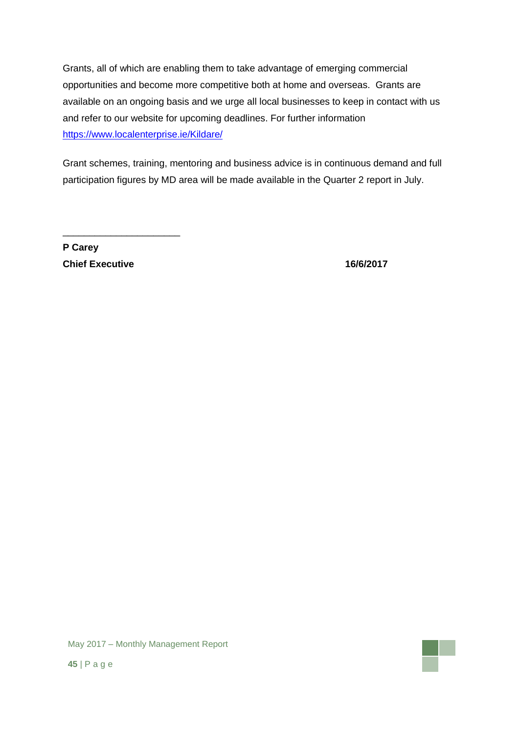Grants, all of which are enabling them to take advantage of emerging commercial opportunities and become more competitive both at home and overseas. Grants are available on an ongoing basis and we urge all local businesses to keep in contact with us and refer to our website for upcoming deadlines. For further information [https://www.localenterprise.ie/Kildare/](https://www.localenterprise.ie/Kildare/)

Grant schemes, training, mentoring and business advice is in continuous demand and full participation figures by MD area will be made available in the Quarter 2 report in July.

______________________

**P Carey**
**Chief Executive** **16/6/2017**